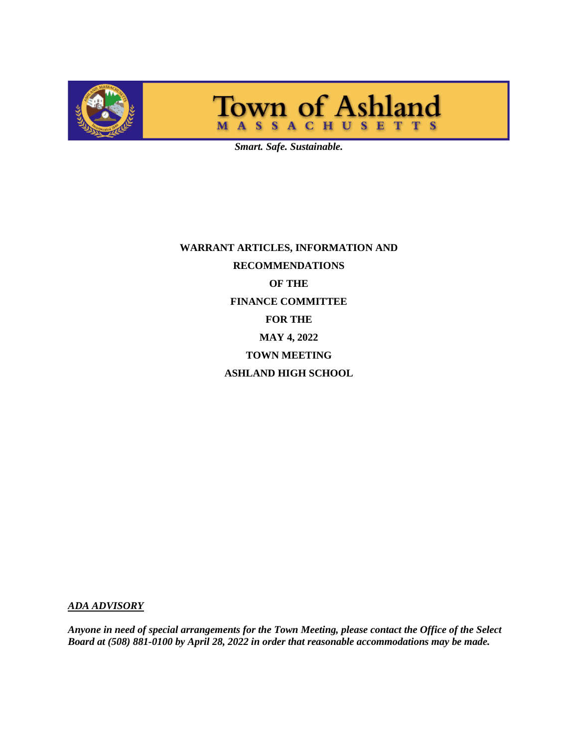# Town of Ashland

MASSACHUSETTS

*Smart. Safe. Sustainable.*

**WARRANT ARTICLES, INFORMATION AND**

**RECOMMENDATIONS**

**OF THE**

**FINANCE COMMITTEE**

**FOR THE**

**MAY 4, 2022**

**TOWN MEETING**

**ASHLAND HIGH SCHOOL**

***ADA ADVISORY***

***Anyone in need of special arrangements for the Town Meeting, please contact the Office of the Select Board at (508) 881-0100 by April 28, 2022 in order that reasonable accommodations may be made.***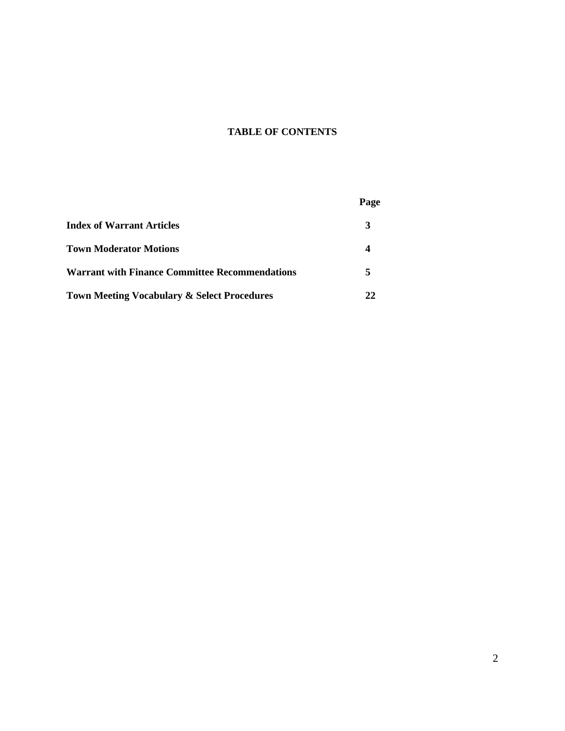# TABLE OF CONTENTS

| | Page |
|---|---|
| **Index of Warrant Articles** | **3** |
| **Town Moderator Motions** | **4** |
| **Warrant with Finance Committee Recommendations** | **5** |
| **Town Meeting Vocabulary & Select Procedures** | **22** |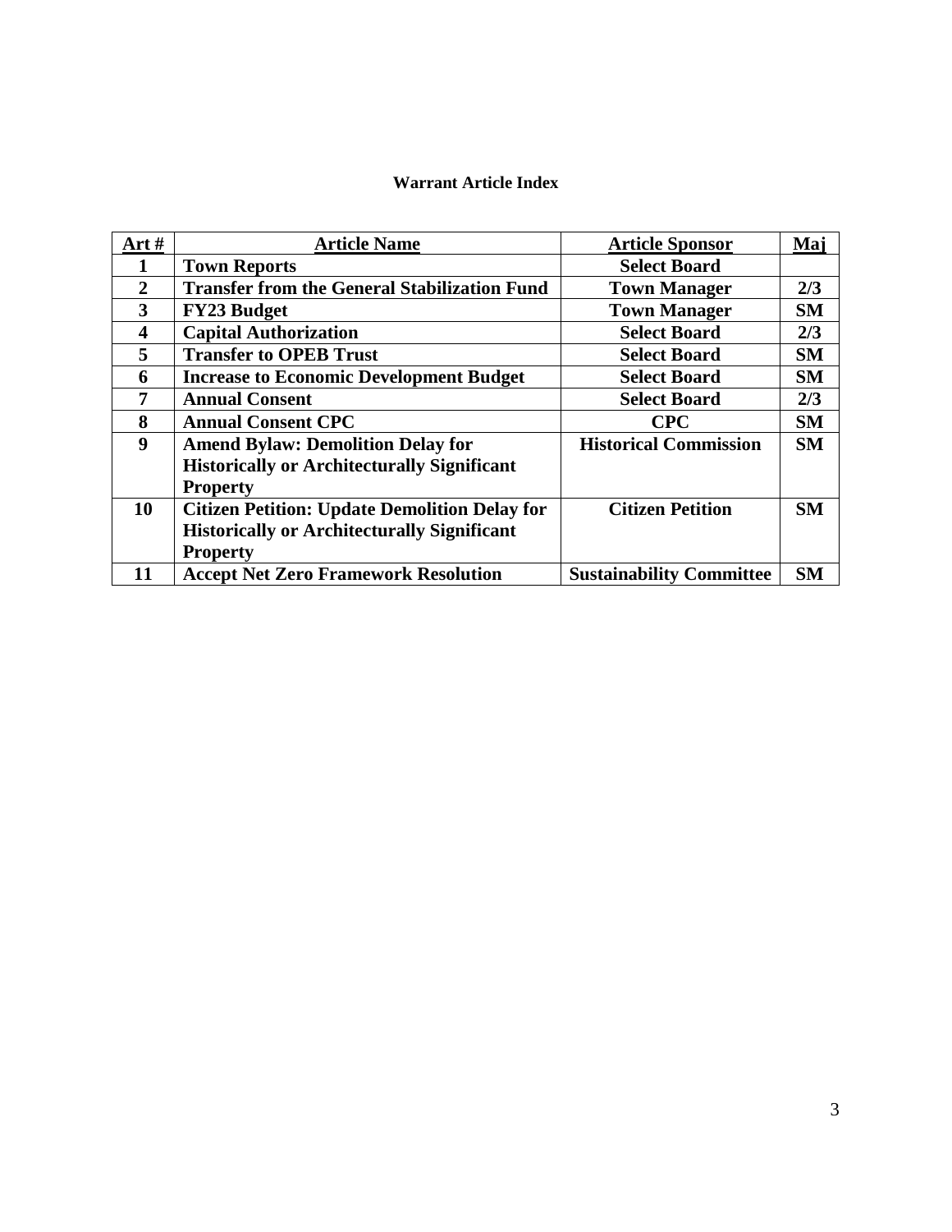### Warrant Article Index

| Art # | Article Name | Article Sponsor | Maj |
|---|---|---|---|
| 1 | Town Reports | Select Board | |
| 2 | Transfer from the General Stabilization Fund | Town Manager | 2/3 |
| 3 | FY23 Budget | Town Manager | SM |
| 4 | Capital Authorization | Select Board | 2/3 |
| 5 | Transfer to OPEB Trust | Select Board | SM |
| 6 | Increase to Economic Development Budget | Select Board | SM |
| 7 | Annual Consent | Select Board | 2/3 |
| 8 | Annual Consent CPC | CPC | SM |
| 9 | Amend Bylaw: Demolition Delay for Historically or Architecturally Significant Property | Historical Commission | SM |
| 10 | Citizen Petition: Update Demolition Delay for Historically or Architecturally Significant Property | Citizen Petition | SM |
| 11 | Accept Net Zero Framework Resolution | Sustainability Committee | SM |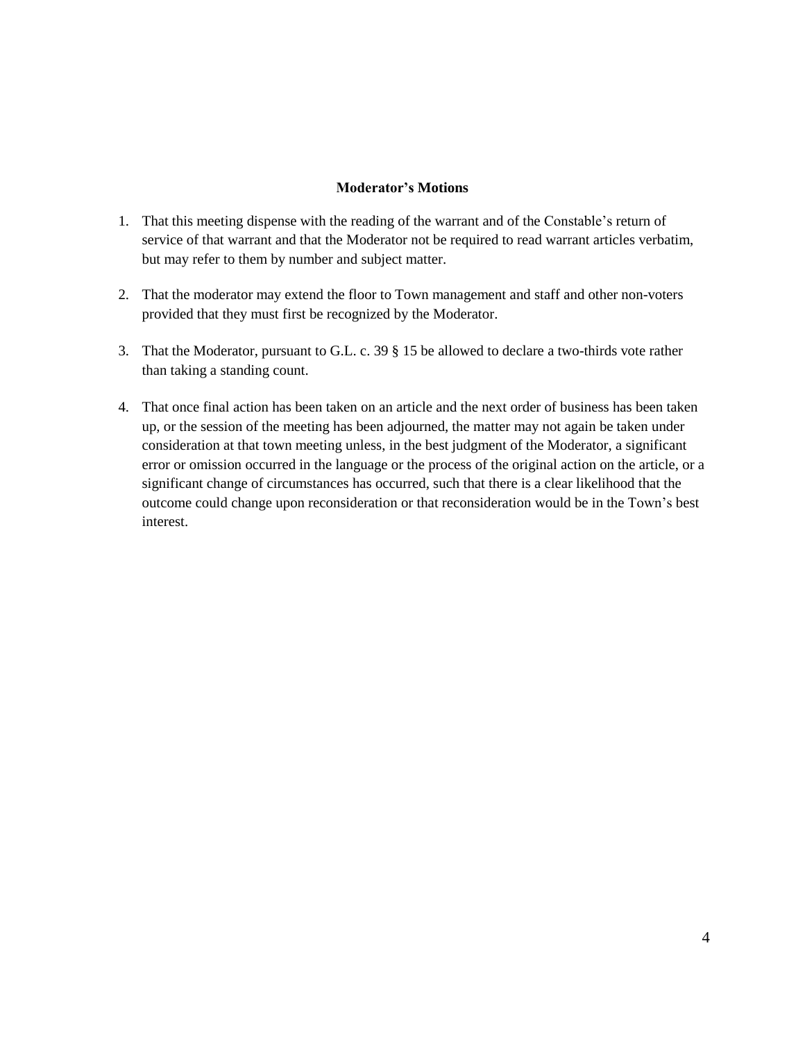**Moderator's Motions**

1. That this meeting dispense with the reading of the warrant and of the Constable's return of service of that warrant and that the Moderator not be required to read warrant articles verbatim, but may refer to them by number and subject matter.

2. That the moderator may extend the floor to Town management and staff and other non-voters provided that they must first be recognized by the Moderator.

3. That the Moderator, pursuant to G.L. c. 39 § 15 be allowed to declare a two-thirds vote rather than taking a standing count.

4. That once final action has been taken on an article and the next order of business has been taken up, or the session of the meeting has been adjourned, the matter may not again be taken under consideration at that town meeting unless, in the best judgment of the Moderator, a significant error or omission occurred in the language or the process of the original action on the article, or a significant change of circumstances has occurred, such that there is a clear likelihood that the outcome could change upon reconsideration or that reconsideration would be in the Town's best interest.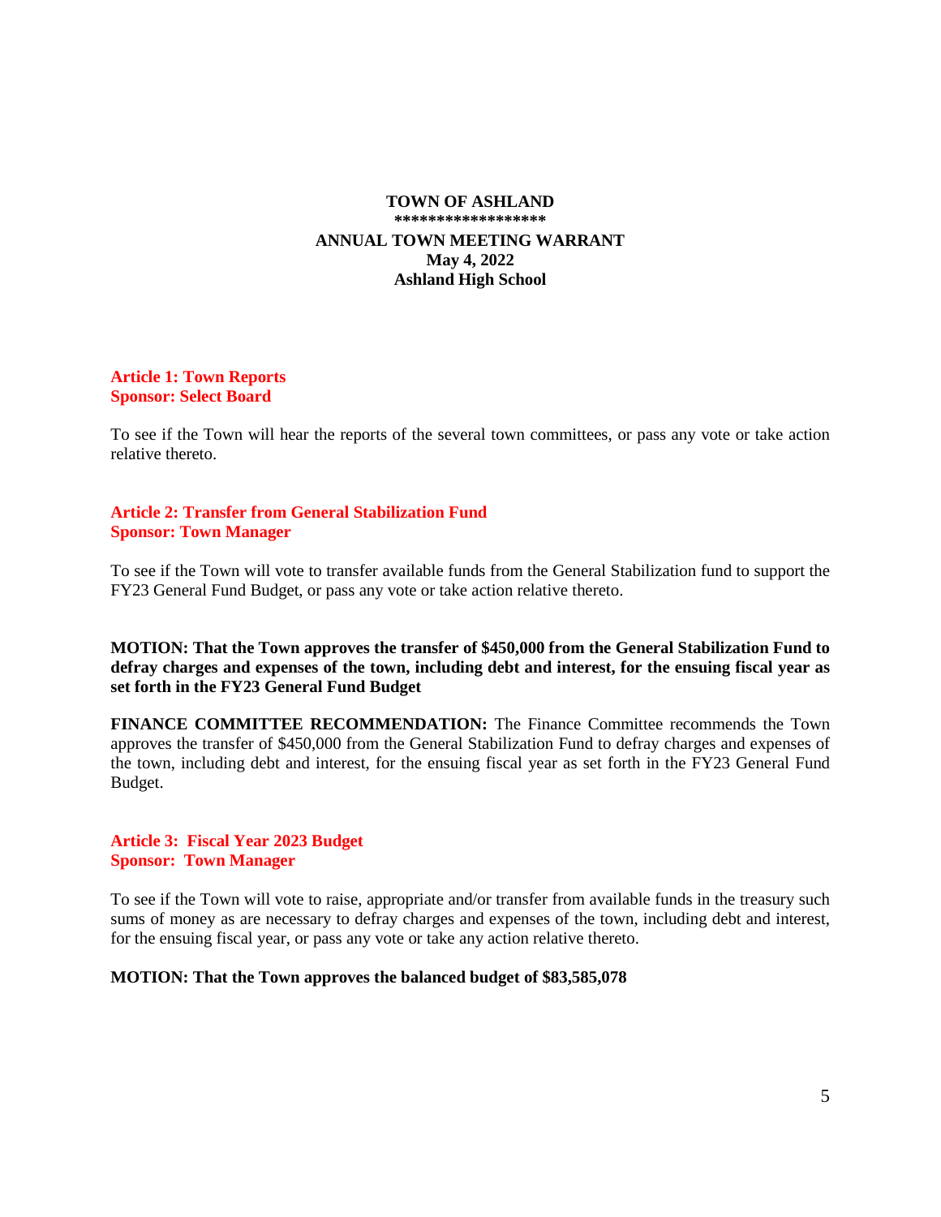**TOWN OF ASHLAND**
**\*\*\*\*\*\*\*\*\*\*\*\*\*\*\*\*\*\***
**ANNUAL TOWN MEETING WARRANT**
**May 4, 2022**
**Ashland High School**

**Article 1: Town Reports**
**Sponsor: Select Board**

To see if the Town will hear the reports of the several town committees, or pass any vote or take action relative thereto.

**Article 2: Transfer from General Stabilization Fund**
**Sponsor: Town Manager**

To see if the Town will vote to transfer available funds from the General Stabilization fund to support the FY23 General Fund Budget, or pass any vote or take action relative thereto.

**MOTION: That the Town approves the transfer of $450,000 from the General Stabilization Fund to defray charges and expenses of the town, including debt and interest, for the ensuing fiscal year as set forth in the FY23 General Fund Budget**

**FINANCE COMMITTEE RECOMMENDATION:** The Finance Committee recommends the Town approves the transfer of $450,000 from the General Stabilization Fund to defray charges and expenses of the town, including debt and interest, for the ensuing fiscal year as set forth in the FY23 General Fund Budget.

**Article 3: Fiscal Year 2023 Budget**
**Sponsor: Town Manager**

To see if the Town will vote to raise, appropriate and/or transfer from available funds in the treasury such sums of money as are necessary to defray charges and expenses of the town, including debt and interest, for the ensuing fiscal year, or pass any vote or take any action relative thereto.

**MOTION: That the Town approves the balanced budget of $83,585,078**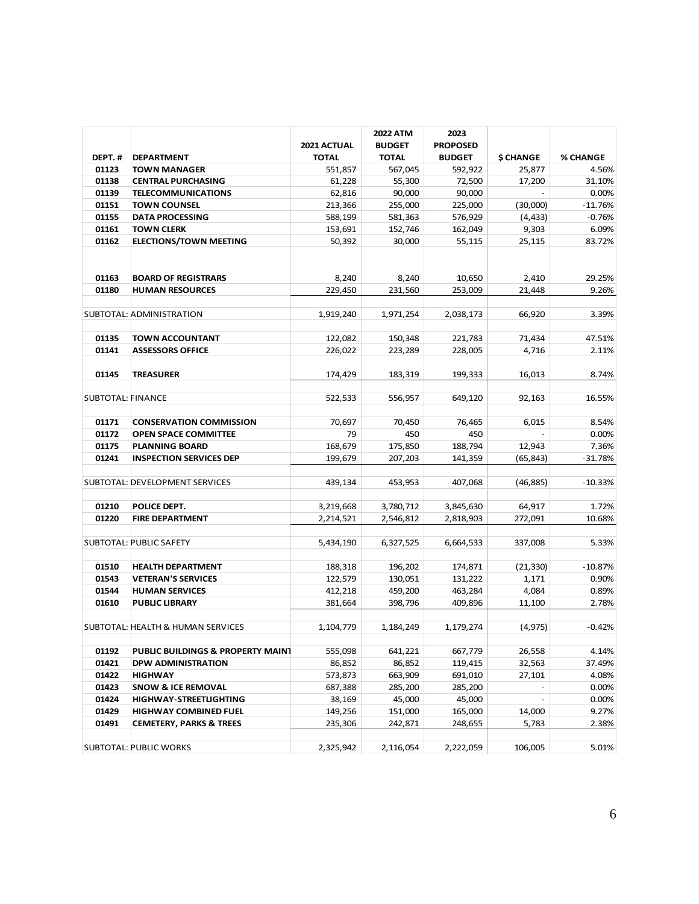| DEPT. # | DEPARTMENT | 2021 ACTUAL TOTAL | 2022 ATM BUDGET TOTAL | 2023 PROPOSED BUDGET | $ CHANGE | % CHANGE |
|---|---|---|---|---|---|---|
| 01123 | **TOWN MANAGER** | 551,857 | 567,045 | 592,922 | 25,877 | 4.56% |
| 01138 | **CENTRAL PURCHASING** | 61,228 | 55,300 | 72,500 | 17,200 | 31.10% |
| 01139 | **TELECOMMUNICATIONS** | 62,816 | 90,000 | 90,000 | - | 0.00% |
| 01151 | **TOWN COUNSEL** | 213,366 | 255,000 | 225,000 | (30,000) | -11.76% |
| 01155 | **DATA PROCESSING** | 588,199 | 581,363 | 576,929 | (4,433) | -0.76% |
| 01161 | **TOWN CLERK** | 153,691 | 152,746 | 162,049 | 9,303 | 6.09% |
| 01162 | **ELECTIONS/TOWN MEETING** | 50,392 | 30,000 | 55,115 | 25,115 | 83.72% |
| 01163 | **BOARD OF REGISTRARS** | 8,240 | 8,240 | 10,650 | 2,410 | 29.25% |
| 01180 | **HUMAN RESOURCES** | 229,450 | 231,560 | 253,009 | 21,448 | 9.26% |
| | SUBTOTAL: ADMINISTRATION | 1,919,240 | 1,971,254 | 2,038,173 | 66,920 | 3.39% |
| 01135 | **TOWN ACCOUNTANT** | 122,082 | 150,348 | 221,783 | 71,434 | 47.51% |
| 01141 | **ASSESSORS OFFICE** | 226,022 | 223,289 | 228,005 | 4,716 | 2.11% |
| 01145 | **TREASURER** | 174,429 | 183,319 | 199,333 | 16,013 | 8.74% |
| | SUBTOTAL: FINANCE | 522,533 | 556,957 | 649,120 | 92,163 | 16.55% |
| 01171 | **CONSERVATION COMMISSION** | 70,697 | 70,450 | 76,465 | 6,015 | 8.54% |
| 01172 | **OPEN SPACE COMMITTEE** | 79 | 450 | 450 | - | 0.00% |
| 01175 | **PLANNING BOARD** | 168,679 | 175,850 | 188,794 | 12,943 | 7.36% |
| 01241 | **INSPECTION SERVICES DEP** | 199,679 | 207,203 | 141,359 | (65,843) | -31.78% |
| | SUBTOTAL: DEVELOPMENT SERVICES | 439,134 | 453,953 | 407,068 | (46,885) | -10.33% |
| 01210 | **POLICE DEPT.** | 3,219,668 | 3,780,712 | 3,845,630 | 64,917 | 1.72% |
| 01220 | **FIRE DEPARTMENT** | 2,214,521 | 2,546,812 | 2,818,903 | 272,091 | 10.68% |
| | SUBTOTAL: PUBLIC SAFETY | 5,434,190 | 6,327,525 | 6,664,533 | 337,008 | 5.33% |
| 01510 | **HEALTH DEPARTMENT** | 188,318 | 196,202 | 174,871 | (21,330) | -10.87% |
| 01543 | **VETERAN'S SERVICES** | 122,579 | 130,051 | 131,222 | 1,171 | 0.90% |
| 01544 | **HUMAN SERVICES** | 412,218 | 459,200 | 463,284 | 4,084 | 0.89% |
| 01610 | **PUBLIC LIBRARY** | 381,664 | 398,796 | 409,896 | 11,100 | 2.78% |
| | SUBTOTAL: HEALTH & HUMAN SERVICES | 1,104,779 | 1,184,249 | 1,179,274 | (4,975) | -0.42% |
| 01192 | **PUBLIC BUILDINGS & PROPERTY MAINT** | 555,098 | 641,221 | 667,779 | 26,558 | 4.14% |
| 01421 | **DPW ADMINISTRATION** | 86,852 | 86,852 | 119,415 | 32,563 | 37.49% |
| 01422 | **HIGHWAY** | 573,873 | 663,909 | 691,010 | 27,101 | 4.08% |
| 01423 | **SNOW & ICE REMOVAL** | 687,388 | 285,200 | 285,200 | - | 0.00% |
| 01424 | **HIGHWAY-STREETLIGHTING** | 38,169 | 45,000 | 45,000 | - | 0.00% |
| 01429 | **HIGHWAY COMBINED FUEL** | 149,256 | 151,000 | 165,000 | 14,000 | 9.27% |
| 01491 | **CEMETERY, PARKS & TREES** | 235,306 | 242,871 | 248,655 | 5,783 | 2.38% |
| | SUBTOTAL: PUBLIC WORKS | 2,325,942 | 2,116,054 | 2,222,059 | 106,005 | 5.01% |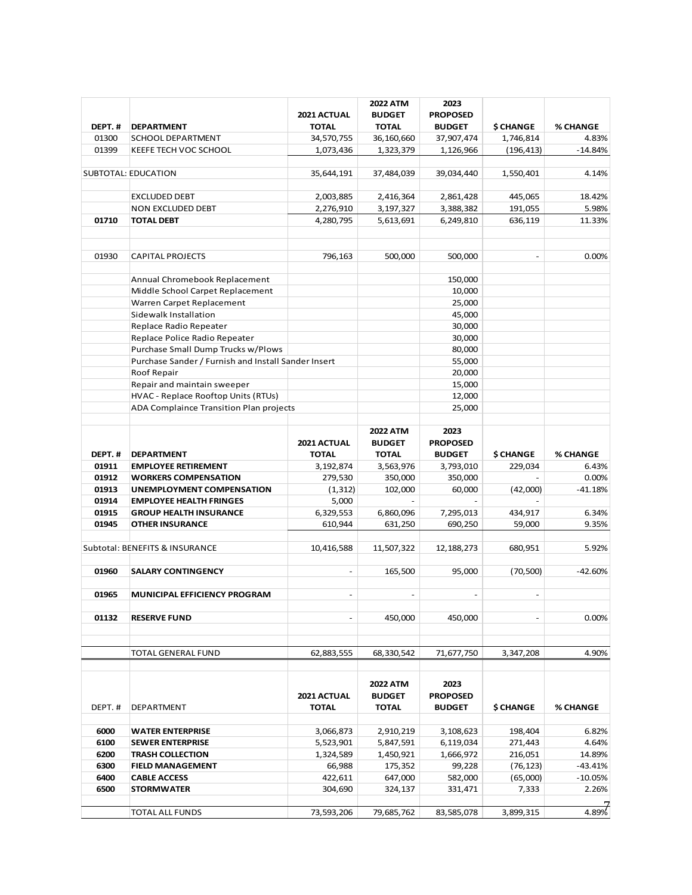| DEPT. # | DEPARTMENT | 2021 ACTUAL TOTAL | 2022 ATM BUDGET TOTAL | 2023 PROPOSED BUDGET | $ CHANGE | % CHANGE |
|---|---|---|---|---|---|---|
| 01300 | SCHOOL DEPARTMENT | 34,570,755 | 36,160,660 | 37,907,474 | 1,746,814 | 4.83% |
| 01399 | KEEFE TECH VOC SCHOOL | 1,073,436 | 1,323,379 | 1,126,966 | (196,413) | -14.84% |
| | | | | | | |
| SUBTOTAL: EDUCATION | | 35,644,191 | 37,484,039 | 39,034,440 | 1,550,401 | 4.14% |
| | | | | | | |
| | EXCLUDED DEBT | 2,003,885 | 2,416,364 | 2,861,428 | 445,065 | 18.42% |
| | NON EXCLUDED DEBT | 2,276,910 | 3,197,327 | 3,388,382 | 191,055 | 5.98% |
| 01710 | **TOTAL DEBT** | 4,280,795 | 5,613,691 | 6,249,810 | 636,119 | 11.33% |
| | | | | | | |
| 01930 | CAPITAL PROJECTS | 796,163 | 500,000 | 500,000 | - | 0.00% |
| | | | | | | |
| | Annual Chromebook Replacement | | | 150,000 | | |
| | Middle School Carpet Replacement | | | 10,000 | | |
| | Warren Carpet Replacement | | | 25,000 | | |
| | Sidewalk Installation | | | 45,000 | | |
| | Replace Radio Repeater | | | 30,000 | | |
| | Replace Police Radio Repeater | | | 30,000 | | |
| | Purchase Small Dump Trucks w/Plows | | | 80,000 | | |
| | Purchase Sander / Furnish and Install Sander Insert | | | 55,000 | | |
| | Roof Repair | | | 20,000 | | |
| | Repair and maintain sweeper | | | 15,000 | | |
| | HVAC - Replace Rooftop Units (RTUs) | | | 12,000 | | |
| | ADA Complaince Transition Plan projects | | | 25,000 | | |

| DEPT. # | DEPARTMENT | 2021 ACTUAL TOTAL | 2022 ATM BUDGET TOTAL | 2023 PROPOSED BUDGET | $ CHANGE | % CHANGE |
|---|---|---|---|---|---|---|
| **01911** | **EMPLOYEE RETIREMENT** | 3,192,874 | 3,563,976 | 3,793,010 | 229,034 | 6.43% |
| **01912** | **WORKERS COMPENSATION** | 279,530 | 350,000 | 350,000 | - | 0.00% |
| **01913** | **UNEMPLOYMENT COMPENSATION** | (1,312) | 102,000 | 60,000 | (42,000) | -41.18% |
| **01914** | **EMPLOYEE HEALTH FRINGES** | 5,000 | - | - | - | |
| **01915** | **GROUP HEALTH INSURANCE** | 6,329,553 | 6,860,096 | 7,295,013 | 434,917 | 6.34% |
| **01945** | **OTHER INSURANCE** | 610,944 | 631,250 | 690,250 | 59,000 | 9.35% |
| | | | | | | |
| Subtotal: BENEFITS & INSURANCE | | 10,416,588 | 11,507,322 | 12,188,273 | 680,951 | 5.92% |
| | | | | | | |
| **01960** | **SALARY CONTINGENCY** | - | 165,500 | 95,000 | (70,500) | -42.60% |
| | | | | | | |
| **01965** | **MUNICIPAL EFFICIENCY PROGRAM** | - | - | - | - | |
| | | | | | | |
| **01132** | **RESERVE FUND** | - | 450,000 | 450,000 | - | 0.00% |
| | | | | | | |
| | TOTAL GENERAL FUND | 62,883,555 | 68,330,542 | 71,677,750 | 3,347,208 | 4.90% |

| DEPT. # | DEPARTMENT | 2021 ACTUAL TOTAL | 2022 ATM BUDGET TOTAL | 2023 PROPOSED BUDGET | $ CHANGE | % CHANGE |
|---|---|---|---|---|---|---|
| **6000** | **WATER ENTERPRISE** | 3,066,873 | 2,910,219 | 3,108,623 | 198,404 | 6.82% |
| **6100** | **SEWER ENTERPRISE** | 5,523,901 | 5,847,591 | 6,119,034 | 271,443 | 4.64% |
| **6200** | **TRASH COLLECTION** | 1,324,589 | 1,450,921 | 1,666,972 | 216,051 | 14.89% |
| **6300** | **FIELD MANAGEMENT** | 66,988 | 175,352 | 99,228 | (76,123) | -43.41% |
| **6400** | **CABLE ACCESS** | 422,611 | 647,000 | 582,000 | (65,000) | -10.05% |
| **6500** | **STORMWATER** | 304,690 | 324,137 | 331,471 | 7,333 | 2.26% |
| | | | | | | |
| | TOTAL ALL FUNDS | 73,593,206 | 79,685,762 | 83,585,078 | 3,899,315 | 4.89% |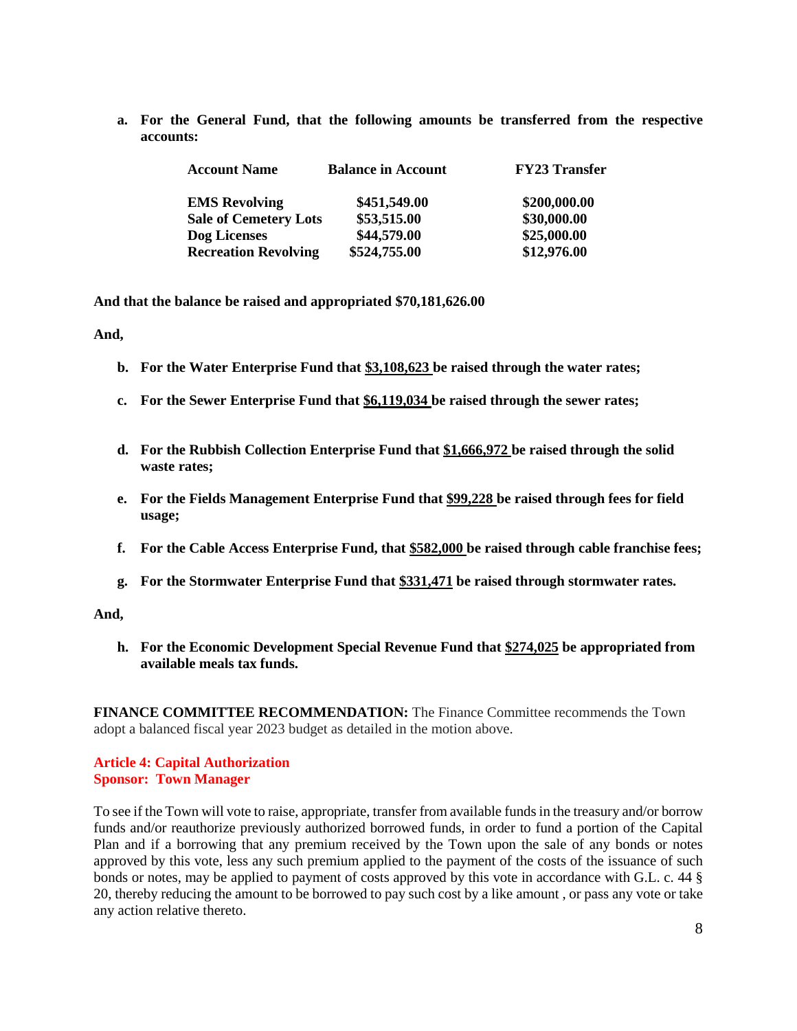**a. For the General Fund, that the following amounts be transferred from the respective accounts:**

| Account Name | Balance in Account | FY23 Transfer |
|---|---|---|
| **EMS Revolving** | **$451,549.00** | **$200,000.00** |
| **Sale of Cemetery Lots** | **$53,515.00** | **$30,000.00** |
| **Dog Licenses** | **$44,579.00** | **$25,000.00** |
| **Recreation Revolving** | **$524,755.00** | **$12,976.00** |

**And that the balance be raised and appropriated $70,181,626.00**

**And,**

**b. For the Water Enterprise Fund that <u>$3,108,623</u> be raised through the water rates;**

**c. For the Sewer Enterprise Fund that <u>$6,119,034</u> be raised through the sewer rates;**

**d. For the Rubbish Collection Enterprise Fund that <u>$1,666,972</u> be raised through the solid waste rates;**

**e. For the Fields Management Enterprise Fund that <u>$99,228</u> be raised through fees for field usage;**

**f. For the Cable Access Enterprise Fund, that <u>$582,000</u> be raised through cable franchise fees;**

**g. For the Stormwater Enterprise Fund that <u>$331,471</u> be raised through stormwater rates.**

**And,**

**h. For the Economic Development Special Revenue Fund that <u>$274,025</u> be appropriated from available meals tax funds.**

**FINANCE COMMITTEE RECOMMENDATION:** The Finance Committee recommends the Town adopt a balanced fiscal year 2023 budget as detailed in the motion above.

**Article 4: Capital Authorization**
**Sponsor: Town Manager**

To see if the Town will vote to raise, appropriate, transfer from available funds in the treasury and/or borrow funds and/or reauthorize previously authorized borrowed funds, in order to fund a portion of the Capital Plan and if a borrowing that any premium received by the Town upon the sale of any bonds or notes approved by this vote, less any such premium applied to the payment of the costs of the issuance of such bonds or notes, may be applied to payment of costs approved by this vote in accordance with G.L. c. 44 § 20, thereby reducing the amount to be borrowed to pay such cost by a like amount , or pass any vote or take any action relative thereto.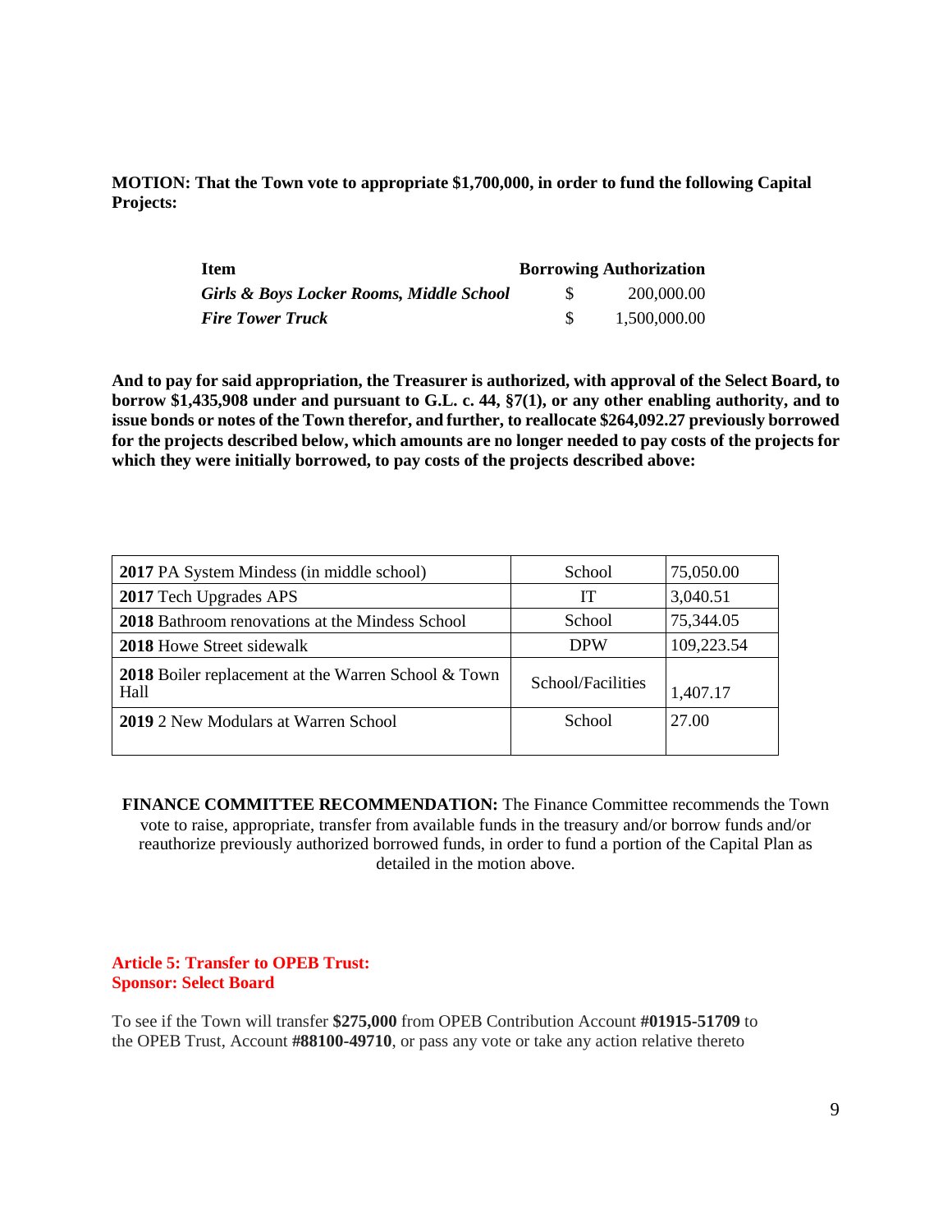**MOTION: That the Town vote to appropriate $1,700,000, in order to fund the following Capital Projects:**

| Item | Borrowing Authorization |
|---|---|
| ***Girls & Boys Locker Rooms, Middle School*** | $ 200,000.00 |
| ***Fire Tower Truck*** | $ 1,500,000.00 |

**And to pay for said appropriation, the Treasurer is authorized, with approval of the Select Board, to borrow $1,435,908 under and pursuant to G.L. c. 44, §7(1), or any other enabling authority, and to issue bonds or notes of the Town therefor, and further, to reallocate $264,092.27 previously borrowed for the projects described below, which amounts are no longer needed to pay costs of the projects for which they were initially borrowed, to pay costs of the projects described above:**

| | | |
|---|---|---|
| **2017** PA System Mindess (in middle school) | School | 75,050.00 |
| **2017** Tech Upgrades APS | IT | 3,040.51 |
| **2018** Bathroom renovations at the Mindess School | School | 75,344.05 |
| **2018** Howe Street sidewalk | DPW | 109,223.54 |
| **2018** Boiler replacement at the Warren School & Town Hall | School/Facilities | 1,407.17 |
| **2019** 2 New Modulars at Warren School | School | 27.00 |

**FINANCE COMMITTEE RECOMMENDATION:** The Finance Committee recommends the Town vote to raise, appropriate, transfer from available funds in the treasury and/or borrow funds and/or reauthorize previously authorized borrowed funds, in order to fund a portion of the Capital Plan as detailed in the motion above.

## Article 5: Transfer to OPEB Trust:
**Sponsor: Select Board**

To see if the Town will transfer **$275,000** from OPEB Contribution Account **#01915-51709** to the OPEB Trust, Account **#88100-49710**, or pass any vote or take any action relative thereto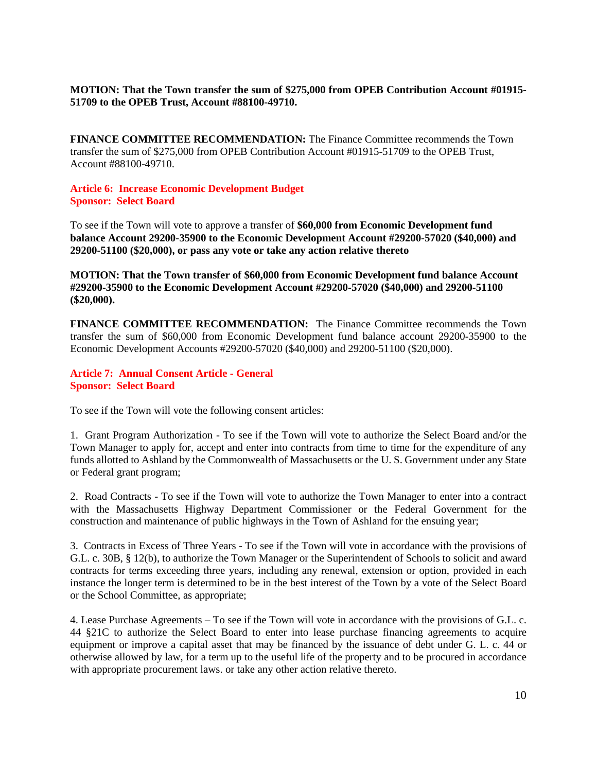**MOTION: That the Town transfer the sum of $275,000 from OPEB Contribution Account #01915-51709 to the OPEB Trust, Account #88100-49710.**

**FINANCE COMMITTEE RECOMMENDATION:** The Finance Committee recommends the Town transfer the sum of $275,000 from OPEB Contribution Account #01915-51709 to the OPEB Trust, Account #88100-49710.

**Article 6: Increase Economic Development Budget**
**Sponsor: Select Board**

To see if the Town will vote to approve a transfer of **$60,000 from Economic Development fund balance Account 29200-35900 to the Economic Development Account #29200-57020 ($40,000) and 29200-51100 ($20,000), or pass any vote or take any action relative thereto**

**MOTION: That the Town transfer of $60,000 from Economic Development fund balance Account #29200-35900 to the Economic Development Account #29200-57020 ($40,000) and 29200-51100 ($20,000).**

**FINANCE COMMITTEE RECOMMENDATION:** The Finance Committee recommends the Town transfer the sum of $60,000 from Economic Development fund balance account 29200-35900 to the Economic Development Accounts #29200-57020 ($40,000) and 29200-51100 ($20,000).

**Article 7: Annual Consent Article - General**
**Sponsor: Select Board**

To see if the Town will vote the following consent articles:

1. Grant Program Authorization - To see if the Town will vote to authorize the Select Board and/or the Town Manager to apply for, accept and enter into contracts from time to time for the expenditure of any funds allotted to Ashland by the Commonwealth of Massachusetts or the U. S. Government under any State or Federal grant program;

2. Road Contracts - To see if the Town will vote to authorize the Town Manager to enter into a contract with the Massachusetts Highway Department Commissioner or the Federal Government for the construction and maintenance of public highways in the Town of Ashland for the ensuing year;

3. Contracts in Excess of Three Years - To see if the Town will vote in accordance with the provisions of G.L. c. 30B, § 12(b), to authorize the Town Manager or the Superintendent of Schools to solicit and award contracts for terms exceeding three years, including any renewal, extension or option, provided in each instance the longer term is determined to be in the best interest of the Town by a vote of the Select Board or the School Committee, as appropriate;

4. Lease Purchase Agreements – To see if the Town will vote in accordance with the provisions of G.L. c. 44 §21C to authorize the Select Board to enter into lease purchase financing agreements to acquire equipment or improve a capital asset that may be financed by the issuance of debt under G. L. c. 44 or otherwise allowed by law, for a term up to the useful life of the property and to be procured in accordance with appropriate procurement laws. or take any other action relative thereto.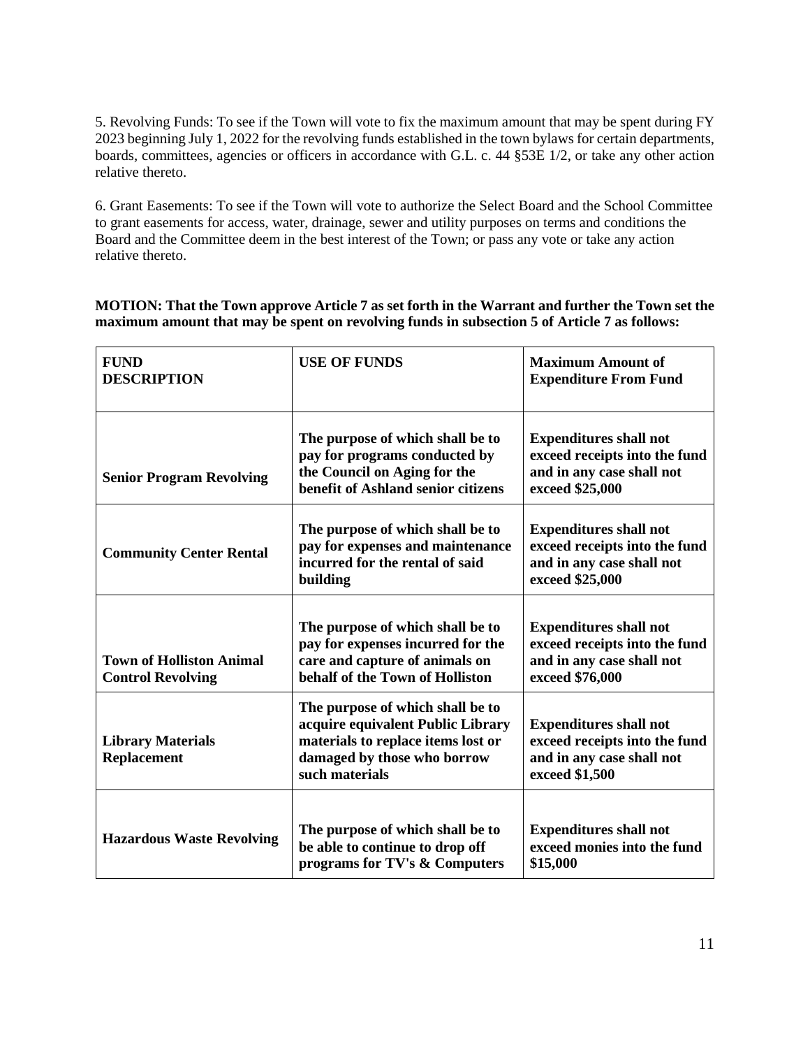5. Revolving Funds: To see if the Town will vote to fix the maximum amount that may be spent during FY 2023 beginning July 1, 2022 for the revolving funds established in the town bylaws for certain departments, boards, committees, agencies or officers in accordance with G.L. c. 44 §53E 1/2, or take any other action relative thereto.

6. Grant Easements: To see if the Town will vote to authorize the Select Board and the School Committee to grant easements for access, water, drainage, sewer and utility purposes on terms and conditions the Board and the Committee deem in the best interest of the Town; or pass any vote or take any action relative thereto.

**MOTION: That the Town approve Article 7 as set forth in the Warrant and further the Town set the maximum amount that may be spent on revolving funds in subsection 5 of Article 7 as follows:**

| FUND DESCRIPTION | USE OF FUNDS | Maximum Amount of Expenditure From Fund |
|---|---|---|
| **Senior Program Revolving** | **The purpose of which shall be to pay for programs conducted by the Council on Aging for the benefit of Ashland senior citizens** | **Expenditures shall not exceed receipts into the fund and in any case shall not exceed $25,000** |
| **Community Center Rental** | **The purpose of which shall be to pay for expenses and maintenance incurred for the rental of said building** | **Expenditures shall not exceed receipts into the fund and in any case shall not exceed $25,000** |
| **Town of Holliston Animal Control Revolving** | **The purpose of which shall be to pay for expenses incurred for the care and capture of animals on behalf of the Town of Holliston** | **Expenditures shall not exceed receipts into the fund and in any case shall not exceed $76,000** |
| **Library Materials Replacement** | **The purpose of which shall be to acquire equivalent Public Library materials to replace items lost or damaged by those who borrow such materials** | **Expenditures shall not exceed receipts into the fund and in any case shall not exceed $1,500** |
| **Hazardous Waste Revolving** | **The purpose of which shall be to be able to continue to drop off programs for TV's & Computers** | **Expenditures shall not exceed monies into the fund $15,000** |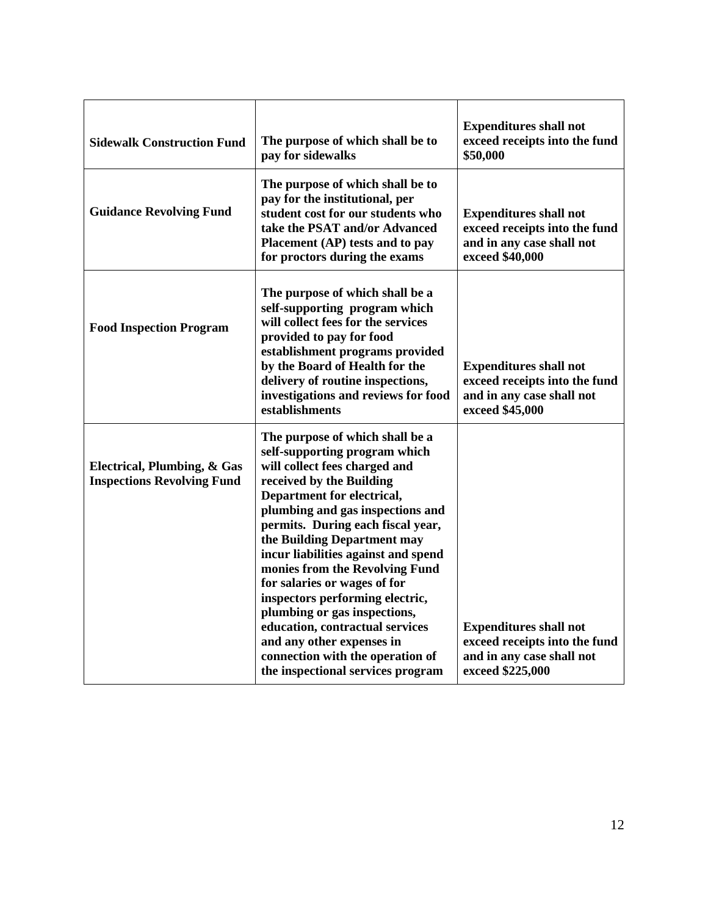| **Sidewalk Construction Fund** | **The purpose of which shall be to pay for sidewalks** | **Expenditures shall not exceed receipts into the fund $50,000** |
|---|---|---|
| **Guidance Revolving Fund** | **The purpose of which shall be to pay for the institutional, per student cost for our students who take the PSAT and/or Advanced Placement (AP) tests and to pay for proctors during the exams** | **Expenditures shall not exceed receipts into the fund and in any case shall not exceed $40,000** |
| **Food Inspection Program** | **The purpose of which shall be a self-supporting program which will collect fees for the services provided to pay for food establishment programs provided by the Board of Health for the delivery of routine inspections, investigations and reviews for food establishments** | **Expenditures shall not exceed receipts into the fund and in any case shall not exceed $45,000** |
| **Electrical, Plumbing, & Gas Inspections Revolving Fund** | **The purpose of which shall be a self-supporting program which will collect fees charged and received by the Building Department for electrical, plumbing and gas inspections and permits. During each fiscal year, the Building Department may incur liabilities against and spend monies from the Revolving Fund for salaries or wages of for inspectors performing electric, plumbing or gas inspections, education, contractual services and any other expenses in connection with the operation of the inspectional services program** | **Expenditures shall not exceed receipts into the fund and in any case shall not exceed $225,000** |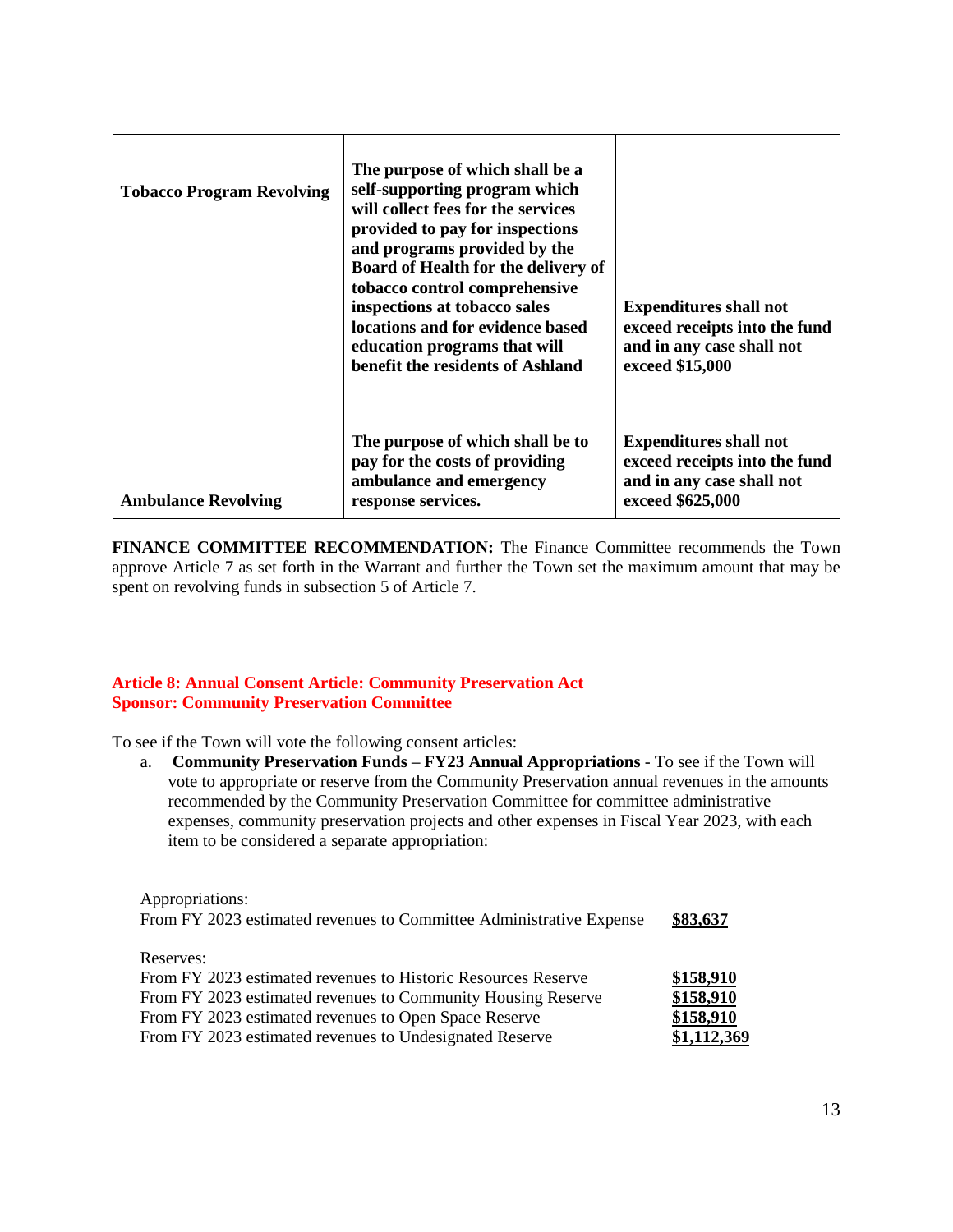| | | |
|---|---|---|
| **Tobacco Program Revolving** | **The purpose of which shall be a self-supporting program which will collect fees for the services provided to pay for inspections and programs provided by the Board of Health for the delivery of tobacco control comprehensive inspections at tobacco sales locations and for evidence based education programs that will benefit the residents of Ashland** | **Expenditures shall not exceed receipts into the fund and in any case shall not exceed $15,000** |
| **Ambulance Revolving** | **The purpose of which shall be to pay for the costs of providing ambulance and emergency response services.** | **Expenditures shall not exceed receipts into the fund and in any case shall not exceed $625,000** |

**FINANCE COMMITTEE RECOMMENDATION:** The Finance Committee recommends the Town approve Article 7 as set forth in the Warrant and further the Town set the maximum amount that may be spent on revolving funds in subsection 5 of Article 7.

**Article 8: Annual Consent Article: Community Preservation Act**
**Sponsor: Community Preservation Committee**

To see if the Town will vote the following consent articles:

a. **Community Preservation Funds – FY23 Annual Appropriations** - To see if the Town will vote to appropriate or reserve from the Community Preservation annual revenues in the amounts recommended by the Community Preservation Committee for committee administrative expenses, community preservation projects and other expenses in Fiscal Year 2023, with each item to be considered a separate appropriation:

| | |
|---|---|
| Appropriations: | |
| From FY 2023 estimated revenues to Committee Administrative Expense | **$83,637** |
| Reserves: | |
| From FY 2023 estimated revenues to Historic Resources Reserve | **$158,910** |
| From FY 2023 estimated revenues to Community Housing Reserve | **$158,910** |
| From FY 2023 estimated revenues to Open Space Reserve | **$158,910** |
| From FY 2023 estimated revenues to Undesignated Reserve | **$1,112,369** |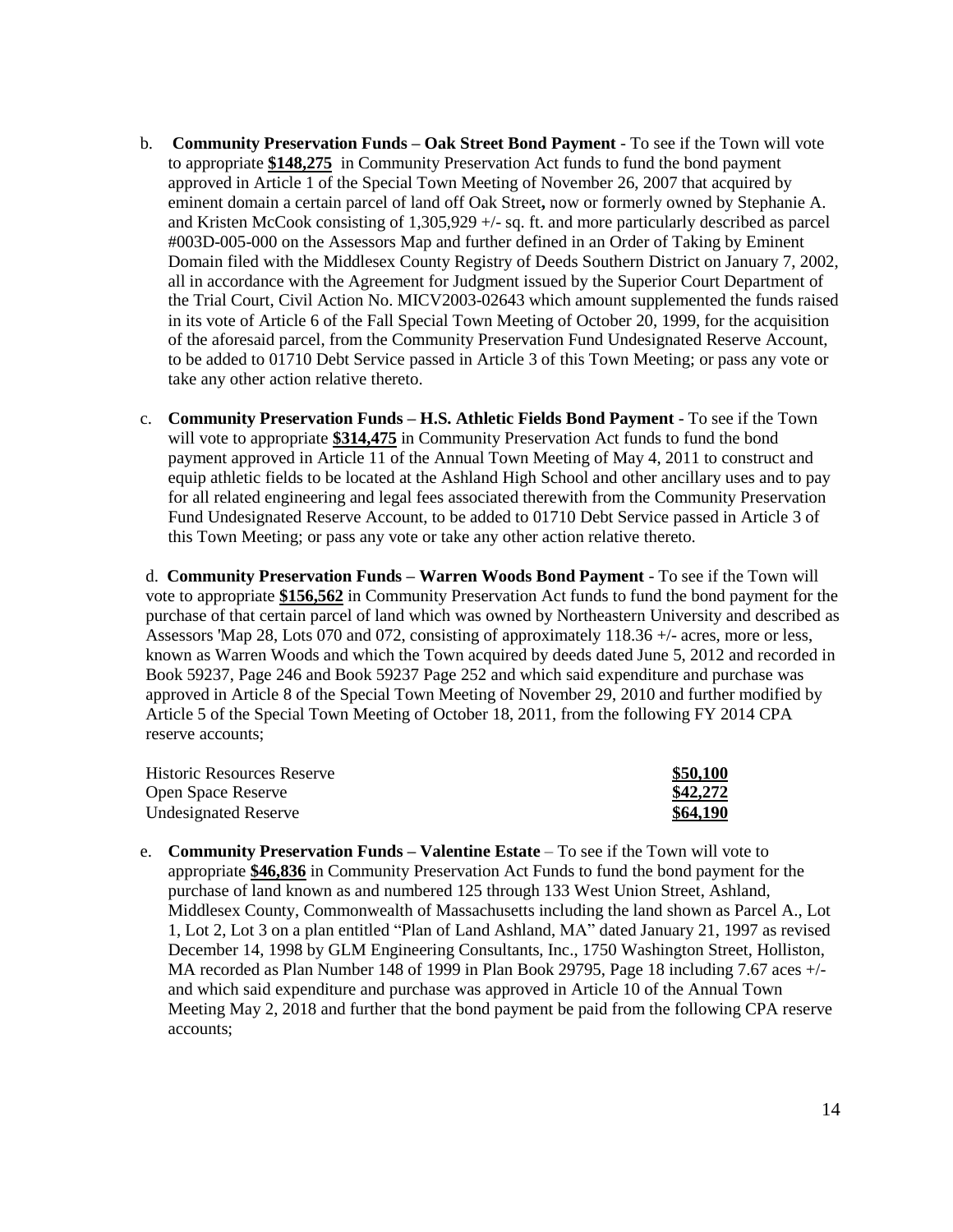b. **Community Preservation Funds – Oak Street Bond Payment** - To see if the Town will vote to appropriate **$148,275** in Community Preservation Act funds to fund the bond payment approved in Article 1 of the Special Town Meeting of November 26, 2007 that acquired by eminent domain a certain parcel of land off Oak Street**,** now or formerly owned by Stephanie A. and Kristen McCook consisting of 1,305,929 +/- sq. ft. and more particularly described as parcel #003D-005-000 on the Assessors Map and further defined in an Order of Taking by Eminent Domain filed with the Middlesex County Registry of Deeds Southern District on January 7, 2002, all in accordance with the Agreement for Judgment issued by the Superior Court Department of the Trial Court, Civil Action No. MICV2003-02643 which amount supplemented the funds raised in its vote of Article 6 of the Fall Special Town Meeting of October 20, 1999, for the acquisition of the aforesaid parcel, from the Community Preservation Fund Undesignated Reserve Account, to be added to 01710 Debt Service passed in Article 3 of this Town Meeting; or pass any vote or take any other action relative thereto.

c. **Community Preservation Funds – H.S. Athletic Fields Bond Payment** - To see if the Town will vote to appropriate **$314,475** in Community Preservation Act funds to fund the bond payment approved in Article 11 of the Annual Town Meeting of May 4, 2011 to construct and equip athletic fields to be located at the Ashland High School and other ancillary uses and to pay for all related engineering and legal fees associated therewith from the Community Preservation Fund Undesignated Reserve Account, to be added to 01710 Debt Service passed in Article 3 of this Town Meeting; or pass any vote or take any other action relative thereto.

d. **Community Preservation Funds – Warren Woods Bond Payment** - To see if the Town will vote to appropriate **$156,562** in Community Preservation Act funds to fund the bond payment for the purchase of that certain parcel of land which was owned by Northeastern University and described as Assessors 'Map 28, Lots 070 and 072, consisting of approximately 118.36 +/- acres, more or less, known as Warren Woods and which the Town acquired by deeds dated June 5, 2012 and recorded in Book 59237, Page 246 and Book 59237 Page 252 and which said expenditure and purchase was approved in Article 8 of the Special Town Meeting of November 29, 2010 and further modified by Article 5 of the Special Town Meeting of October 18, 2011, from the following FY 2014 CPA reserve accounts;

| | |
|---|---|
| Historic Resources Reserve | **$50,100** |
| Open Space Reserve | **$42,272** |
| Undesignated Reserve | **$64,190** |

e. **Community Preservation Funds – Valentine Estate** – To see if the Town will vote to appropriate **$46,836** in Community Preservation Act Funds to fund the bond payment for the purchase of land known as and numbered 125 through 133 West Union Street, Ashland, Middlesex County, Commonwealth of Massachusetts including the land shown as Parcel A., Lot 1, Lot 2, Lot 3 on a plan entitled "Plan of Land Ashland, MA" dated January 21, 1997 as revised December 14, 1998 by GLM Engineering Consultants, Inc., 1750 Washington Street, Holliston, MA recorded as Plan Number 148 of 1999 in Plan Book 29795, Page 18 including 7.67 aces +/- and which said expenditure and purchase was approved in Article 10 of the Annual Town Meeting May 2, 2018 and further that the bond payment be paid from the following CPA reserve accounts;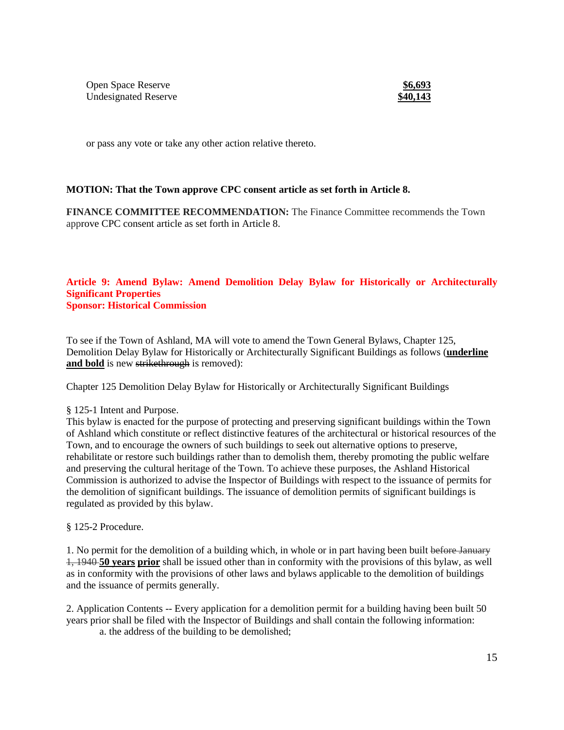| | |
|---|---|
| Open Space Reserve | **$6,693** |
| Undesignated Reserve | **$40,143** |

or pass any vote or take any other action relative thereto.

**MOTION: That the Town approve CPC consent article as set forth in Article 8.**

**FINANCE COMMITTEE RECOMMENDATION:** The Finance Committee recommends the Town approve CPC consent article as set forth in Article 8.

## Article 9: Amend Bylaw: Amend Demolition Delay Bylaw for Historically or Architecturally Significant Properties
## Sponsor: Historical Commission

To see if the Town of Ashland, MA will vote to amend the Town General Bylaws, Chapter 125, Demolition Delay Bylaw for Historically or Architecturally Significant Buildings as follows (**<u>underline and bold</u>** is new ~~strikethrough~~ is removed):

Chapter 125 Demolition Delay Bylaw for Historically or Architecturally Significant Buildings

§ 125-1 Intent and Purpose.
This bylaw is enacted for the purpose of protecting and preserving significant buildings within the Town of Ashland which constitute or reflect distinctive features of the architectural or historical resources of the Town, and to encourage the owners of such buildings to seek out alternative options to preserve, rehabilitate or restore such buildings rather than to demolish them, thereby promoting the public welfare and preserving the cultural heritage of the Town. To achieve these purposes, the Ashland Historical Commission is authorized to advise the Inspector of Buildings with respect to the issuance of permits for the demolition of significant buildings. The issuance of demolition permits of significant buildings is regulated as provided by this bylaw.

§ 125-2 Procedure.

1. No permit for the demolition of a building which, in whole or in part having been built ~~before January 1, 1940~~ **<u>50 years</u> <u>prior</u>** shall be issued other than in conformity with the provisions of this bylaw, as well as in conformity with the provisions of other laws and bylaws applicable to the demolition of buildings and the issuance of permits generally.

2. Application Contents -- Every application for a demolition permit for a building having been built 50 years prior shall be filed with the Inspector of Buildings and shall contain the following information:
   a. the address of the building to be demolished;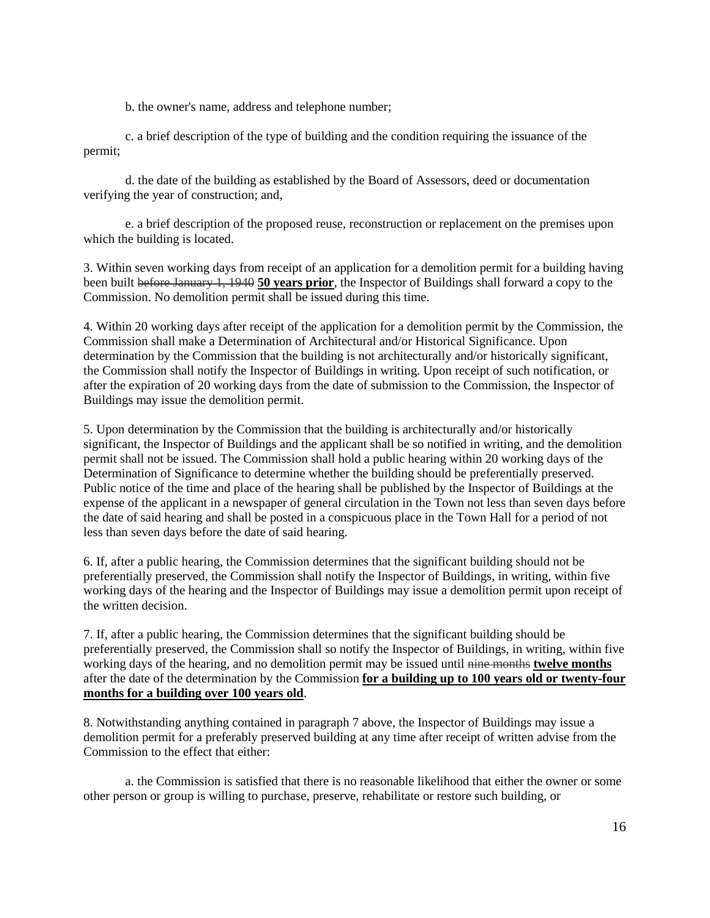b. the owner's name, address and telephone number;

c. a brief description of the type of building and the condition requiring the issuance of the permit;

d. the date of the building as established by the Board of Assessors, deed or documentation verifying the year of construction; and,

e. a brief description of the proposed reuse, reconstruction or replacement on the premises upon which the building is located.

3. Within seven working days from receipt of an application for a demolition permit for a building having been built ~~before January 1, 1940~~ **<u>50 years prior</u>**, the Inspector of Buildings shall forward a copy to the Commission. No demolition permit shall be issued during this time.

4. Within 20 working days after receipt of the application for a demolition permit by the Commission, the Commission shall make a Determination of Architectural and/or Historical Significance. Upon determination by the Commission that the building is not architecturally and/or historically significant, the Commission shall notify the Inspector of Buildings in writing. Upon receipt of such notification, or after the expiration of 20 working days from the date of submission to the Commission, the Inspector of Buildings may issue the demolition permit.

5. Upon determination by the Commission that the building is architecturally and/or historically significant, the Inspector of Buildings and the applicant shall be so notified in writing, and the demolition permit shall not be issued. The Commission shall hold a public hearing within 20 working days of the Determination of Significance to determine whether the building should be preferentially preserved. Public notice of the time and place of the hearing shall be published by the Inspector of Buildings at the expense of the applicant in a newspaper of general circulation in the Town not less than seven days before the date of said hearing and shall be posted in a conspicuous place in the Town Hall for a period of not less than seven days before the date of said hearing.

6. If, after a public hearing, the Commission determines that the significant building should not be preferentially preserved, the Commission shall notify the Inspector of Buildings, in writing, within five working days of the hearing and the Inspector of Buildings may issue a demolition permit upon receipt of the written decision.

7. If, after a public hearing, the Commission determines that the significant building should be preferentially preserved, the Commission shall so notify the Inspector of Buildings, in writing, within five working days of the hearing, and no demolition permit may be issued until ~~nine months~~ **<u>twelve months</u>** after the date of the determination by the Commission **<u>for a building up to 100 years old or twenty-four months for a building over 100 years old</u>**.

8. Notwithstanding anything contained in paragraph 7 above, the Inspector of Buildings may issue a demolition permit for a preferably preserved building at any time after receipt of written advise from the Commission to the effect that either:

a. the Commission is satisfied that there is no reasonable likelihood that either the owner or some other person or group is willing to purchase, preserve, rehabilitate or restore such building, or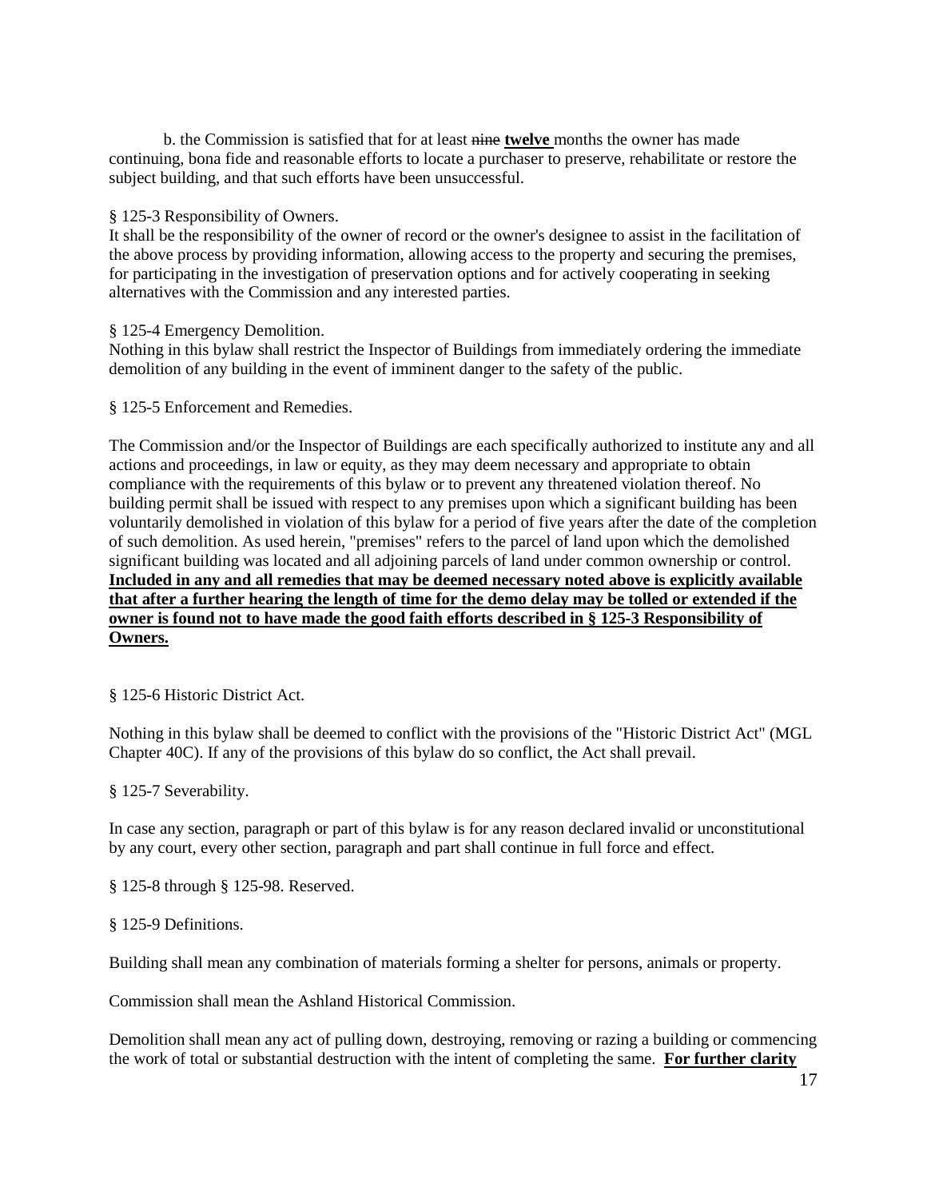b. the Commission is satisfied that for at least ~~nine~~ **twelve** months the owner has made continuing, bona fide and reasonable efforts to locate a purchaser to preserve, rehabilitate or restore the subject building, and that such efforts have been unsuccessful.

§ 125-3 Responsibility of Owners.

It shall be the responsibility of the owner of record or the owner's designee to assist in the facilitation of the above process by providing information, allowing access to the property and securing the premises, for participating in the investigation of preservation options and for actively cooperating in seeking alternatives with the Commission and any interested parties.

§ 125-4 Emergency Demolition.

Nothing in this bylaw shall restrict the Inspector of Buildings from immediately ordering the immediate demolition of any building in the event of imminent danger to the safety of the public.

§ 125-5 Enforcement and Remedies.

The Commission and/or the Inspector of Buildings are each specifically authorized to institute any and all actions and proceedings, in law or equity, as they may deem necessary and appropriate to obtain compliance with the requirements of this bylaw or to prevent any threatened violation thereof. No building permit shall be issued with respect to any premises upon which a significant building has been voluntarily demolished in violation of this bylaw for a period of five years after the date of the completion of such demolition. As used herein, "premises" refers to the parcel of land upon which the demolished significant building was located and all adjoining parcels of land under common ownership or control. **Included in any and all remedies that may be deemed necessary noted above is explicitly available that after a further hearing the length of time for the demo delay may be tolled or extended if the owner is found not to have made the good faith efforts described in § 125-3 Responsibility of Owners.**

§ 125-6 Historic District Act.

Nothing in this bylaw shall be deemed to conflict with the provisions of the "Historic District Act" (MGL Chapter 40C). If any of the provisions of this bylaw do so conflict, the Act shall prevail.

§ 125-7 Severability.

In case any section, paragraph or part of this bylaw is for any reason declared invalid or unconstitutional by any court, every other section, paragraph and part shall continue in full force and effect.

§ 125-8 through § 125-98. Reserved.

§ 125-9 Definitions.

Building shall mean any combination of materials forming a shelter for persons, animals or property.

Commission shall mean the Ashland Historical Commission.

Demolition shall mean any act of pulling down, destroying, removing or razing a building or commencing the work of total or substantial destruction with the intent of completing the same. **For further clarity**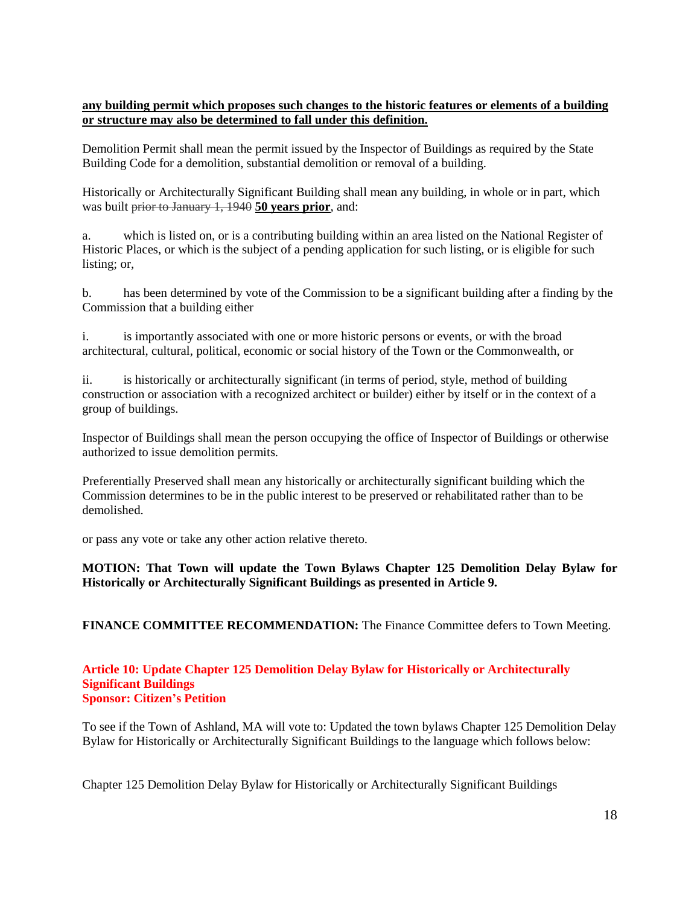**any building permit which proposes such changes to the historic features or elements of a building or structure may also be determined to fall under this definition.**

Demolition Permit shall mean the permit issued by the Inspector of Buildings as required by the State Building Code for a demolition, substantial demolition or removal of a building.

Historically or Architecturally Significant Building shall mean any building, in whole or in part, which was built ~~prior to January 1, 1940~~ **50 years prior**, and:

a. which is listed on, or is a contributing building within an area listed on the National Register of Historic Places, or which is the subject of a pending application for such listing, or is eligible for such listing; or,

b. has been determined by vote of the Commission to be a significant building after a finding by the Commission that a building either

i. is importantly associated with one or more historic persons or events, or with the broad architectural, cultural, political, economic or social history of the Town or the Commonwealth, or

ii. is historically or architecturally significant (in terms of period, style, method of building construction or association with a recognized architect or builder) either by itself or in the context of a group of buildings.

Inspector of Buildings shall mean the person occupying the office of Inspector of Buildings or otherwise authorized to issue demolition permits.

Preferentially Preserved shall mean any historically or architecturally significant building which the Commission determines to be in the public interest to be preserved or rehabilitated rather than to be demolished.

or pass any vote or take any other action relative thereto.

**MOTION: That Town will update the Town Bylaws Chapter 125 Demolition Delay Bylaw for Historically or Architecturally Significant Buildings as presented in Article 9.**

**FINANCE COMMITTEE RECOMMENDATION:** The Finance Committee defers to Town Meeting.

### Article 10: Update Chapter 125 Demolition Delay Bylaw for Historically or Architecturally Significant Buildings
**Sponsor: Citizen's Petition**

To see if the Town of Ashland, MA will vote to: Updated the town bylaws Chapter 125 Demolition Delay Bylaw for Historically or Architecturally Significant Buildings to the language which follows below:

Chapter 125 Demolition Delay Bylaw for Historically or Architecturally Significant Buildings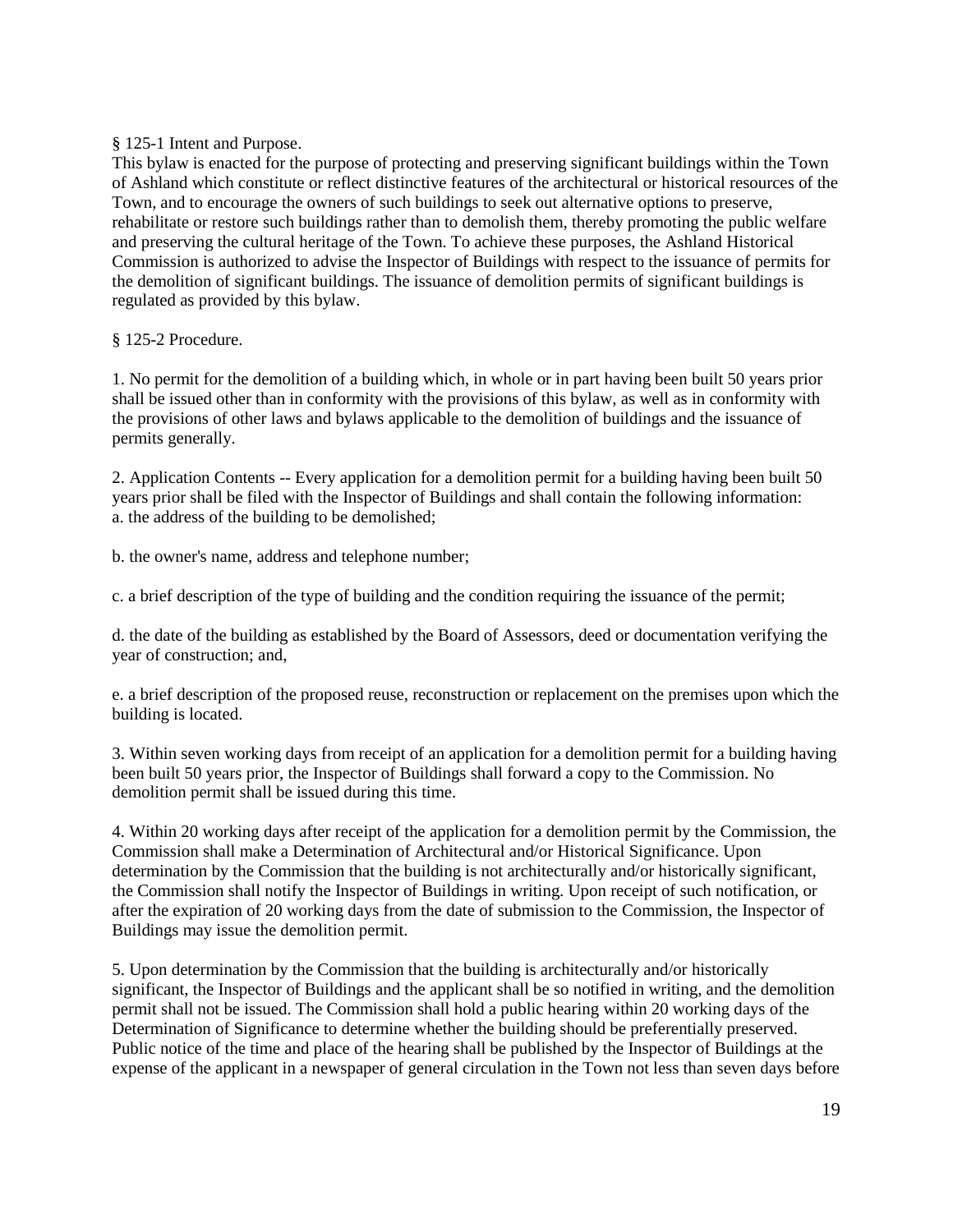§ 125-1 Intent and Purpose.

This bylaw is enacted for the purpose of protecting and preserving significant buildings within the Town of Ashland which constitute or reflect distinctive features of the architectural or historical resources of the Town, and to encourage the owners of such buildings to seek out alternative options to preserve, rehabilitate or restore such buildings rather than to demolish them, thereby promoting the public welfare and preserving the cultural heritage of the Town. To achieve these purposes, the Ashland Historical Commission is authorized to advise the Inspector of Buildings with respect to the issuance of permits for the demolition of significant buildings. The issuance of demolition permits of significant buildings is regulated as provided by this bylaw.

§ 125-2 Procedure.

1. No permit for the demolition of a building which, in whole or in part having been built 50 years prior shall be issued other than in conformity with the provisions of this bylaw, as well as in conformity with the provisions of other laws and bylaws applicable to the demolition of buildings and the issuance of permits generally.

2. Application Contents -- Every application for a demolition permit for a building having been built 50 years prior shall be filed with the Inspector of Buildings and shall contain the following information:
a. the address of the building to be demolished;

b. the owner's name, address and telephone number;

c. a brief description of the type of building and the condition requiring the issuance of the permit;

d. the date of the building as established by the Board of Assessors, deed or documentation verifying the year of construction; and,

e. a brief description of the proposed reuse, reconstruction or replacement on the premises upon which the building is located.

3. Within seven working days from receipt of an application for a demolition permit for a building having been built 50 years prior, the Inspector of Buildings shall forward a copy to the Commission. No demolition permit shall be issued during this time.

4. Within 20 working days after receipt of the application for a demolition permit by the Commission, the Commission shall make a Determination of Architectural and/or Historical Significance. Upon determination by the Commission that the building is not architecturally and/or historically significant, the Commission shall notify the Inspector of Buildings in writing. Upon receipt of such notification, or after the expiration of 20 working days from the date of submission to the Commission, the Inspector of Buildings may issue the demolition permit.

5. Upon determination by the Commission that the building is architecturally and/or historically significant, the Inspector of Buildings and the applicant shall be so notified in writing, and the demolition permit shall not be issued. The Commission shall hold a public hearing within 20 working days of the Determination of Significance to determine whether the building should be preferentially preserved. Public notice of the time and place of the hearing shall be published by the Inspector of Buildings at the expense of the applicant in a newspaper of general circulation in the Town not less than seven days before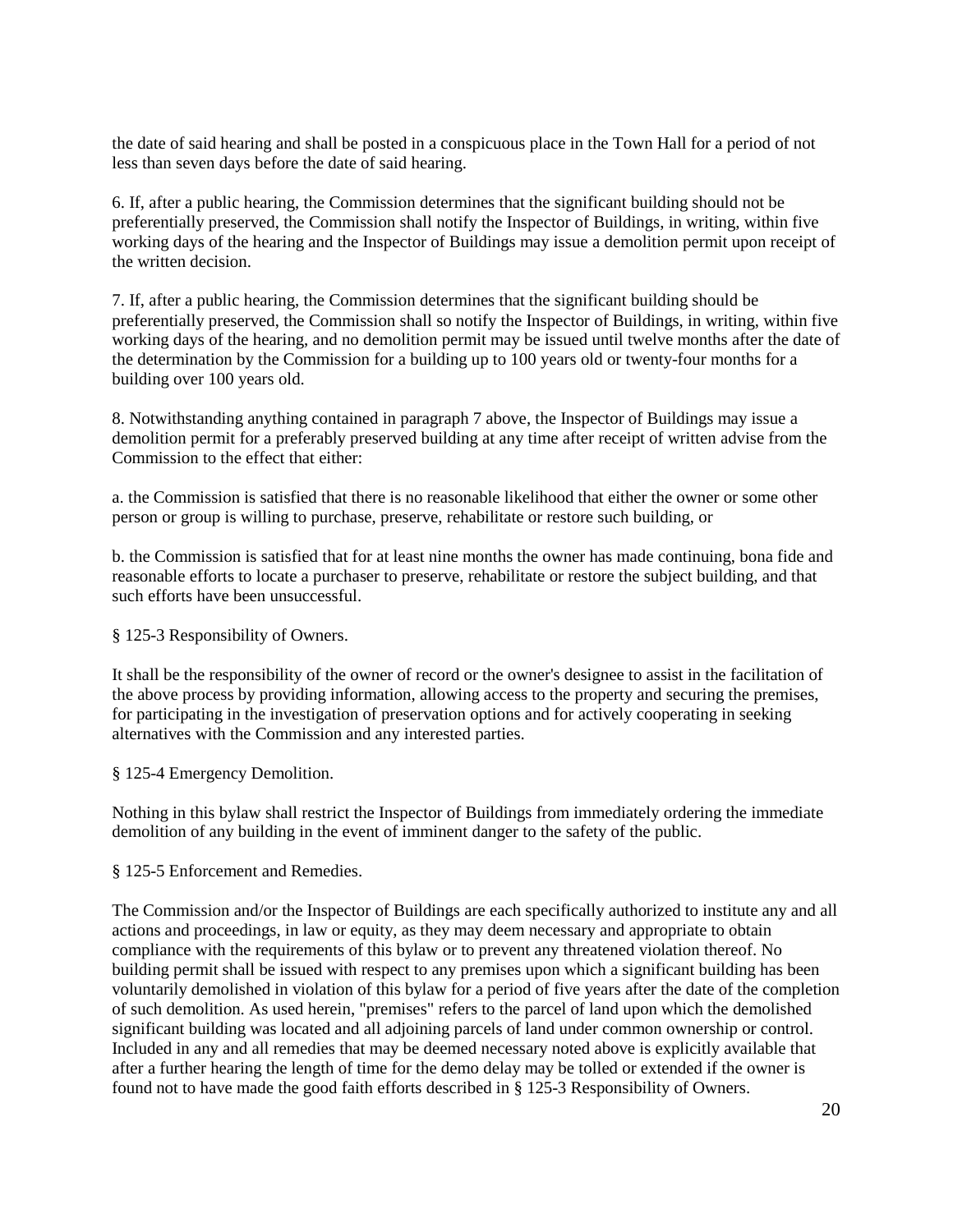the date of said hearing and shall be posted in a conspicuous place in the Town Hall for a period of not less than seven days before the date of said hearing.

6. If, after a public hearing, the Commission determines that the significant building should not be preferentially preserved, the Commission shall notify the Inspector of Buildings, in writing, within five working days of the hearing and the Inspector of Buildings may issue a demolition permit upon receipt of the written decision.

7. If, after a public hearing, the Commission determines that the significant building should be preferentially preserved, the Commission shall so notify the Inspector of Buildings, in writing, within five working days of the hearing, and no demolition permit may be issued until twelve months after the date of the determination by the Commission for a building up to 100 years old or twenty-four months for a building over 100 years old.

8. Notwithstanding anything contained in paragraph 7 above, the Inspector of Buildings may issue a demolition permit for a preferably preserved building at any time after receipt of written advise from the Commission to the effect that either:

a. the Commission is satisfied that there is no reasonable likelihood that either the owner or some other person or group is willing to purchase, preserve, rehabilitate or restore such building, or

b. the Commission is satisfied that for at least nine months the owner has made continuing, bona fide and reasonable efforts to locate a purchaser to preserve, rehabilitate or restore the subject building, and that such efforts have been unsuccessful.

§ 125-3 Responsibility of Owners.

It shall be the responsibility of the owner of record or the owner's designee to assist in the facilitation of the above process by providing information, allowing access to the property and securing the premises, for participating in the investigation of preservation options and for actively cooperating in seeking alternatives with the Commission and any interested parties.

§ 125-4 Emergency Demolition.

Nothing in this bylaw shall restrict the Inspector of Buildings from immediately ordering the immediate demolition of any building in the event of imminent danger to the safety of the public.

§ 125-5 Enforcement and Remedies.

The Commission and/or the Inspector of Buildings are each specifically authorized to institute any and all actions and proceedings, in law or equity, as they may deem necessary and appropriate to obtain compliance with the requirements of this bylaw or to prevent any threatened violation thereof. No building permit shall be issued with respect to any premises upon which a significant building has been voluntarily demolished in violation of this bylaw for a period of five years after the date of the completion of such demolition. As used herein, "premises" refers to the parcel of land upon which the demolished significant building was located and all adjoining parcels of land under common ownership or control. Included in any and all remedies that may be deemed necessary noted above is explicitly available that after a further hearing the length of time for the demo delay may be tolled or extended if the owner is found not to have made the good faith efforts described in § 125-3 Responsibility of Owners.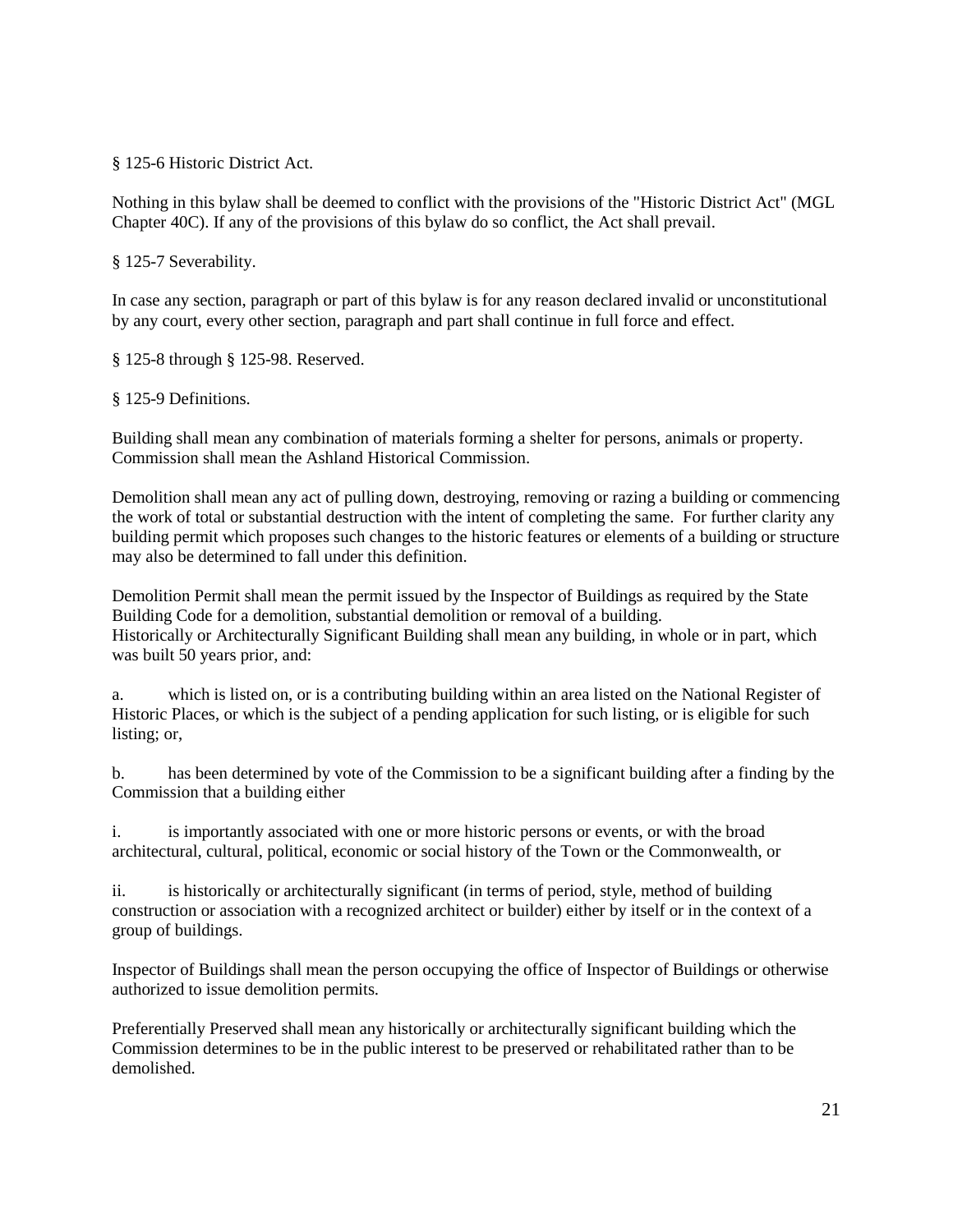§ 125-6 Historic District Act.

Nothing in this bylaw shall be deemed to conflict with the provisions of the "Historic District Act" (MGL Chapter 40C). If any of the provisions of this bylaw do so conflict, the Act shall prevail.

§ 125-7 Severability.

In case any section, paragraph or part of this bylaw is for any reason declared invalid or unconstitutional by any court, every other section, paragraph and part shall continue in full force and effect.

§ 125-8 through § 125-98. Reserved.

§ 125-9 Definitions.

Building shall mean any combination of materials forming a shelter for persons, animals or property.
Commission shall mean the Ashland Historical Commission.

Demolition shall mean any act of pulling down, destroying, removing or razing a building or commencing the work of total or substantial destruction with the intent of completing the same. For further clarity any building permit which proposes such changes to the historic features or elements of a building or structure may also be determined to fall under this definition.

Demolition Permit shall mean the permit issued by the Inspector of Buildings as required by the State Building Code for a demolition, substantial demolition or removal of a building.
Historically or Architecturally Significant Building shall mean any building, in whole or in part, which was built 50 years prior, and:

a. which is listed on, or is a contributing building within an area listed on the National Register of Historic Places, or which is the subject of a pending application for such listing, or is eligible for such listing; or,

b. has been determined by vote of the Commission to be a significant building after a finding by the Commission that a building either

i. is importantly associated with one or more historic persons or events, or with the broad architectural, cultural, political, economic or social history of the Town or the Commonwealth, or

ii. is historically or architecturally significant (in terms of period, style, method of building construction or association with a recognized architect or builder) either by itself or in the context of a group of buildings.

Inspector of Buildings shall mean the person occupying the office of Inspector of Buildings or otherwise authorized to issue demolition permits.

Preferentially Preserved shall mean any historically or architecturally significant building which the Commission determines to be in the public interest to be preserved or rehabilitated rather than to be demolished.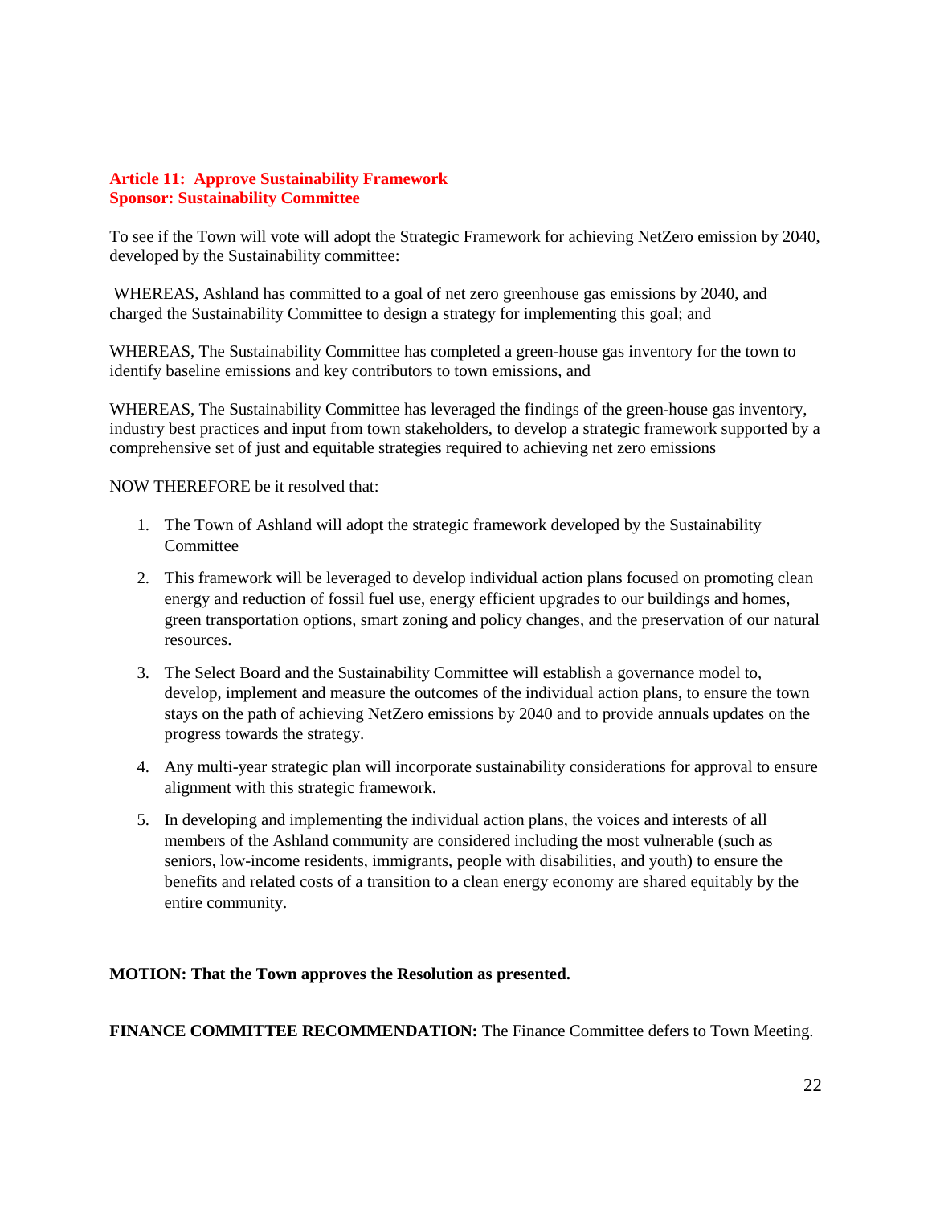**Article 11: Approve Sustainability Framework**
**Sponsor: Sustainability Committee**

To see if the Town will vote will adopt the Strategic Framework for achieving NetZero emission by 2040, developed by the Sustainability committee:

WHEREAS, Ashland has committed to a goal of net zero greenhouse gas emissions by 2040, and charged the Sustainability Committee to design a strategy for implementing this goal; and

WHEREAS, The Sustainability Committee has completed a green-house gas inventory for the town to identify baseline emissions and key contributors to town emissions, and

WHEREAS, The Sustainability Committee has leveraged the findings of the green-house gas inventory, industry best practices and input from town stakeholders, to develop a strategic framework supported by a comprehensive set of just and equitable strategies required to achieving net zero emissions

NOW THEREFORE be it resolved that:

1. The Town of Ashland will adopt the strategic framework developed by the Sustainability Committee
2. This framework will be leveraged to develop individual action plans focused on promoting clean energy and reduction of fossil fuel use, energy efficient upgrades to our buildings and homes, green transportation options, smart zoning and policy changes, and the preservation of our natural resources.
3. The Select Board and the Sustainability Committee will establish a governance model to, develop, implement and measure the outcomes of the individual action plans, to ensure the town stays on the path of achieving NetZero emissions by 2040 and to provide annuals updates on the progress towards the strategy.
4. Any multi-year strategic plan will incorporate sustainability considerations for approval to ensure alignment with this strategic framework.
5. In developing and implementing the individual action plans, the voices and interests of all members of the Ashland community are considered including the most vulnerable (such as seniors, low-income residents, immigrants, people with disabilities, and youth) to ensure the benefits and related costs of a transition to a clean energy economy are shared equitably by the entire community.

**MOTION: That the Town approves the Resolution as presented.**

**FINANCE COMMITTEE RECOMMENDATION:** The Finance Committee defers to Town Meeting.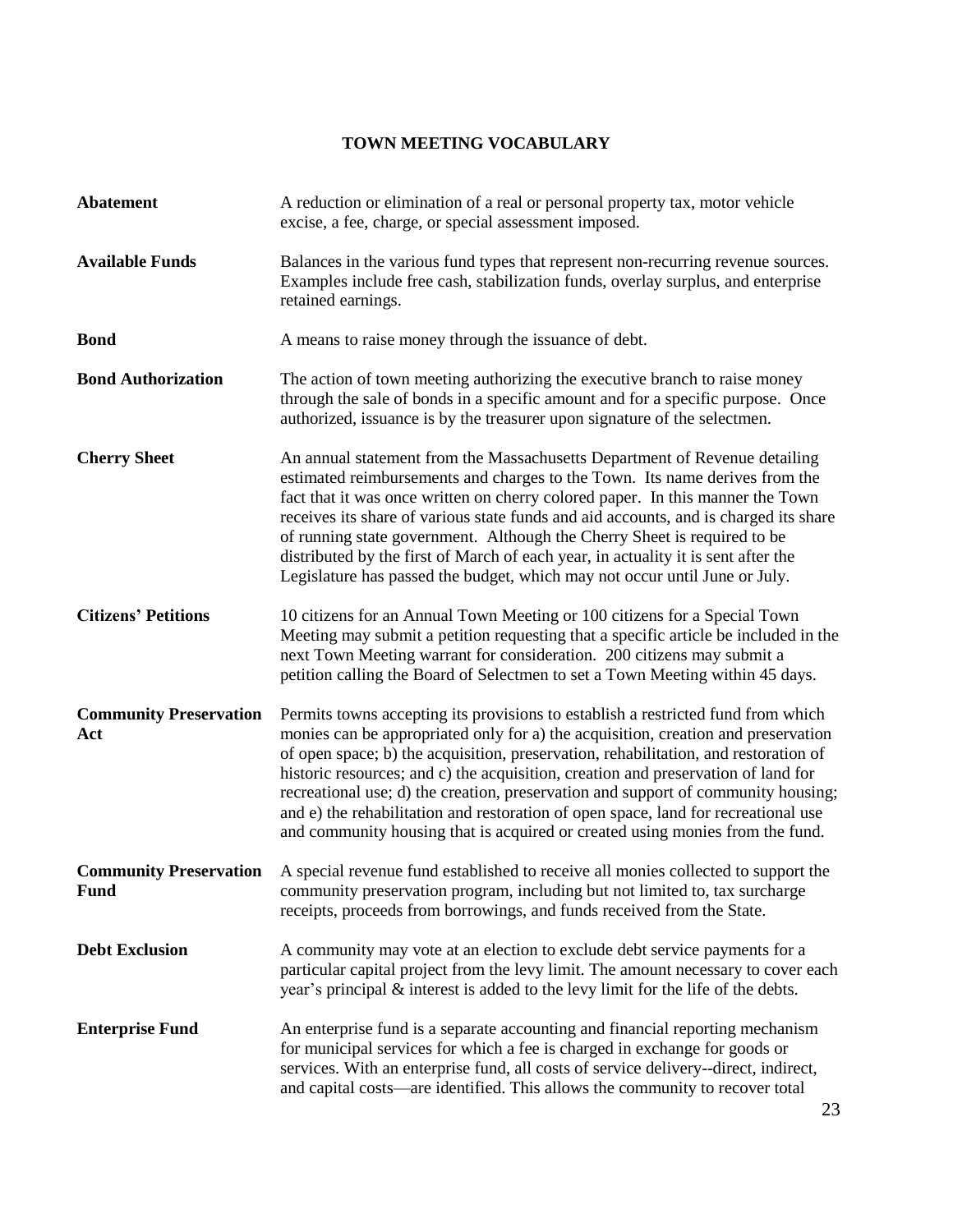## TOWN MEETING VOCABULARY

**Abatement**
A reduction or elimination of a real or personal property tax, motor vehicle excise, a fee, charge, or special assessment imposed.

**Available Funds**
Balances in the various fund types that represent non-recurring revenue sources. Examples include free cash, stabilization funds, overlay surplus, and enterprise retained earnings.

**Bond**
A means to raise money through the issuance of debt.

**Bond Authorization**
The action of town meeting authorizing the executive branch to raise money through the sale of bonds in a specific amount and for a specific purpose. Once authorized, issuance is by the treasurer upon signature of the selectmen.

**Cherry Sheet**
An annual statement from the Massachusetts Department of Revenue detailing estimated reimbursements and charges to the Town. Its name derives from the fact that it was once written on cherry colored paper. In this manner the Town receives its share of various state funds and aid accounts, and is charged its share of running state government. Although the Cherry Sheet is required to be distributed by the first of March of each year, in actuality it is sent after the Legislature has passed the budget, which may not occur until June or July.

**Citizens' Petitions**
10 citizens for an Annual Town Meeting or 100 citizens for a Special Town Meeting may submit a petition requesting that a specific article be included in the next Town Meeting warrant for consideration. 200 citizens may submit a petition calling the Board of Selectmen to set a Town Meeting within 45 days.

**Community Preservation Act**
Permits towns accepting its provisions to establish a restricted fund from which monies can be appropriated only for a) the acquisition, creation and preservation of open space; b) the acquisition, preservation, rehabilitation, and restoration of historic resources; and c) the acquisition, creation and preservation of land for recreational use; d) the creation, preservation and support of community housing; and e) the rehabilitation and restoration of open space, land for recreational use and community housing that is acquired or created using monies from the fund.

**Community Preservation Fund**
A special revenue fund established to receive all monies collected to support the community preservation program, including but not limited to, tax surcharge receipts, proceeds from borrowings, and funds received from the State.

**Debt Exclusion**
A community may vote at an election to exclude debt service payments for a particular capital project from the levy limit. The amount necessary to cover each year's principal & interest is added to the levy limit for the life of the debts.

**Enterprise Fund**
An enterprise fund is a separate accounting and financial reporting mechanism for municipal services for which a fee is charged in exchange for goods or services. With an enterprise fund, all costs of service delivery--direct, indirect, and capital costs—are identified. This allows the community to recover total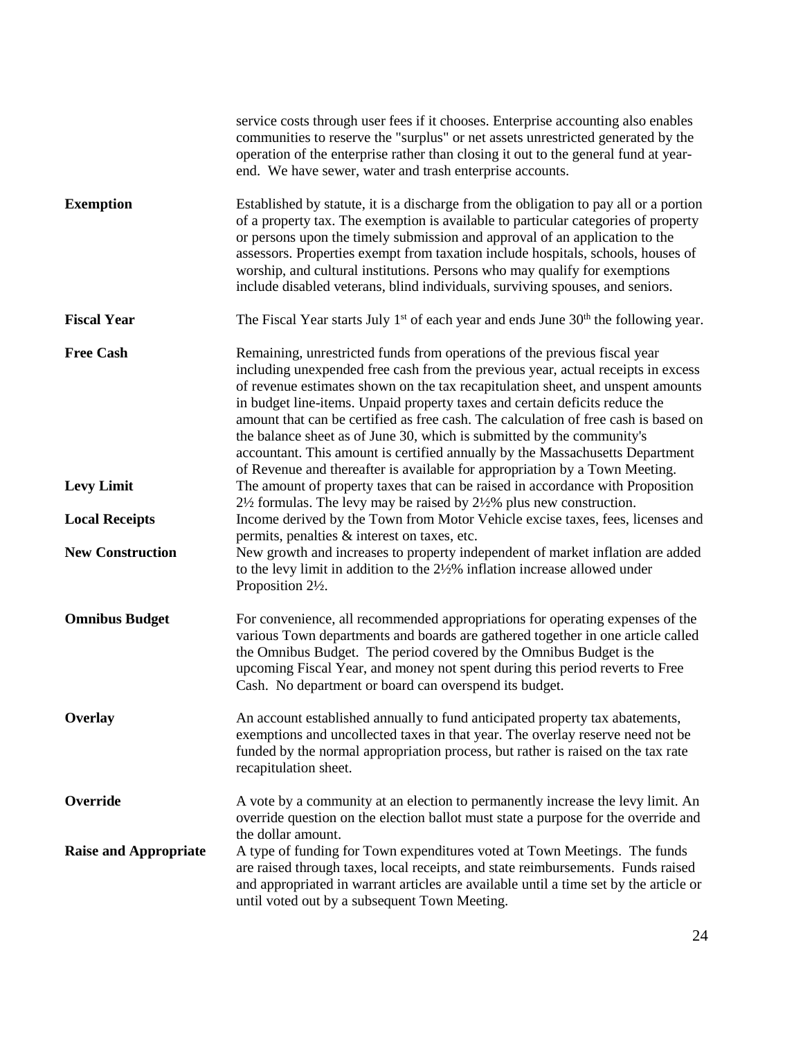service costs through user fees if it chooses. Enterprise accounting also enables communities to reserve the "surplus" or net assets unrestricted generated by the operation of the enterprise rather than closing it out to the general fund at year-end. We have sewer, water and trash enterprise accounts.

**Exemption** Established by statute, it is a discharge from the obligation to pay all or a portion of a property tax. The exemption is available to particular categories of property or persons upon the timely submission and approval of an application to the assessors. Properties exempt from taxation include hospitals, schools, houses of worship, and cultural institutions. Persons who may qualify for exemptions include disabled veterans, blind individuals, surviving spouses, and seniors.

**Fiscal Year** The Fiscal Year starts July 1st of each year and ends June 30th the following year.

**Free Cash** Remaining, unrestricted funds from operations of the previous fiscal year including unexpended free cash from the previous year, actual receipts in excess of revenue estimates shown on the tax recapitulation sheet, and unspent amounts in budget line-items. Unpaid property taxes and certain deficits reduce the amount that can be certified as free cash. The calculation of free cash is based on the balance sheet as of June 30, which is submitted by the community's accountant. This amount is certified annually by the Massachusetts Department of Revenue and thereafter is available for appropriation by a Town Meeting.

**Levy Limit** The amount of property taxes that can be raised in accordance with Proposition 2½ formulas. The levy may be raised by 2½% plus new construction.

**Local Receipts** Income derived by the Town from Motor Vehicle excise taxes, fees, licenses and permits, penalties & interest on taxes, etc.

**New Construction** New growth and increases to property independent of market inflation are added to the levy limit in addition to the 2½% inflation increase allowed under Proposition 2½.

**Omnibus Budget** For convenience, all recommended appropriations for operating expenses of the various Town departments and boards are gathered together in one article called the Omnibus Budget. The period covered by the Omnibus Budget is the upcoming Fiscal Year, and money not spent during this period reverts to Free Cash. No department or board can overspend its budget.

**Overlay** An account established annually to fund anticipated property tax abatements, exemptions and uncollected taxes in that year. The overlay reserve need not be funded by the normal appropriation process, but rather is raised on the tax rate recapitulation sheet.

**Override** A vote by a community at an election to permanently increase the levy limit. An override question on the election ballot must state a purpose for the override and the dollar amount.

**Raise and Appropriate** A type of funding for Town expenditures voted at Town Meetings. The funds are raised through taxes, local receipts, and state reimbursements. Funds raised and appropriated in warrant articles are available until a time set by the article or until voted out by a subsequent Town Meeting.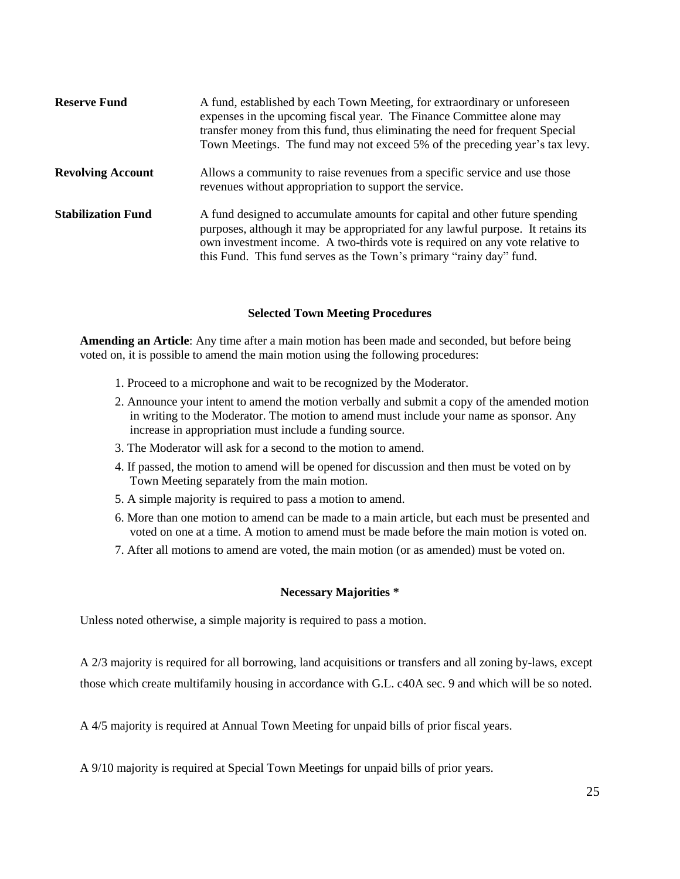**Reserve Fund** A fund, established by each Town Meeting, for extraordinary or unforeseen expenses in the upcoming fiscal year. The Finance Committee alone may transfer money from this fund, thus eliminating the need for frequent Special Town Meetings. The fund may not exceed 5% of the preceding year's tax levy.

**Revolving Account** Allows a community to raise revenues from a specific service and use those revenues without appropriation to support the service.

**Stabilization Fund** A fund designed to accumulate amounts for capital and other future spending purposes, although it may be appropriated for any lawful purpose. It retains its own investment income. A two-thirds vote is required on any vote relative to this Fund. This fund serves as the Town's primary "rainy day" fund.

## Selected Town Meeting Procedures

**Amending an Article**: Any time after a main motion has been made and seconded, but before being voted on, it is possible to amend the main motion using the following procedures:

1. Proceed to a microphone and wait to be recognized by the Moderator.
2. Announce your intent to amend the motion verbally and submit a copy of the amended motion in writing to the Moderator. The motion to amend must include your name as sponsor. Any increase in appropriation must include a funding source.
3. The Moderator will ask for a second to the motion to amend.
4. If passed, the motion to amend will be opened for discussion and then must be voted on by Town Meeting separately from the main motion.
5. A simple majority is required to pass a motion to amend.
6. More than one motion to amend can be made to a main article, but each must be presented and voted on one at a time. A motion to amend must be made before the main motion is voted on.
7. After all motions to amend are voted, the main motion (or as amended) must be voted on.

## Necessary Majorities *

Unless noted otherwise, a simple majority is required to pass a motion.

A 2/3 majority is required for all borrowing, land acquisitions or transfers and all zoning by-laws, except those which create multifamily housing in accordance with G.L. c40A sec. 9 and which will be so noted.

A 4/5 majority is required at Annual Town Meeting for unpaid bills of prior fiscal years.

A 9/10 majority is required at Special Town Meetings for unpaid bills of prior years.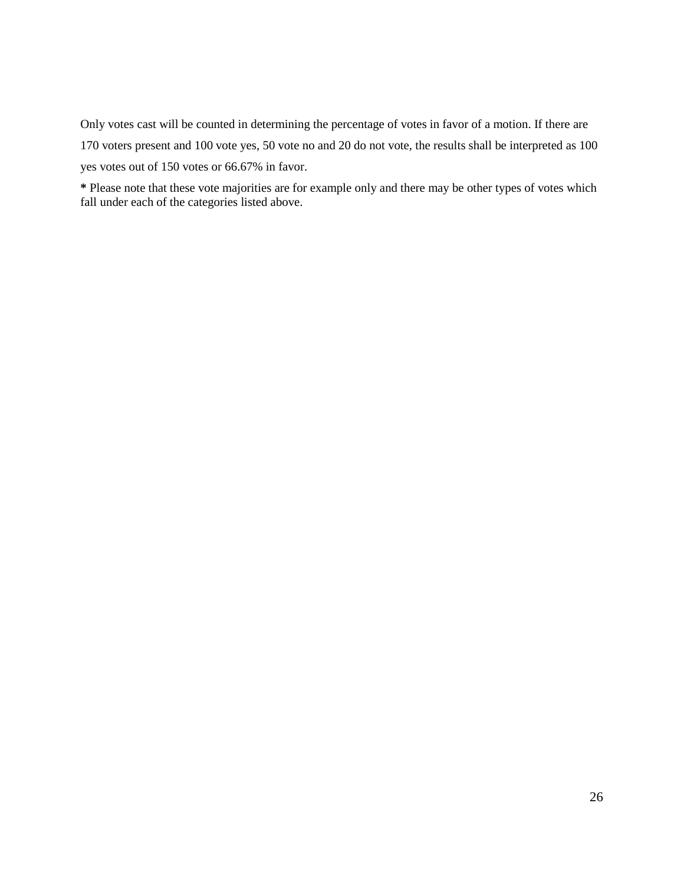Only votes cast will be counted in determining the percentage of votes in favor of a motion. If there are 170 voters present and 100 vote yes, 50 vote no and 20 do not vote, the results shall be interpreted as 100 yes votes out of 150 votes or 66.67% in favor.

**\*** Please note that these vote majorities are for example only and there may be other types of votes which fall under each of the categories listed above.